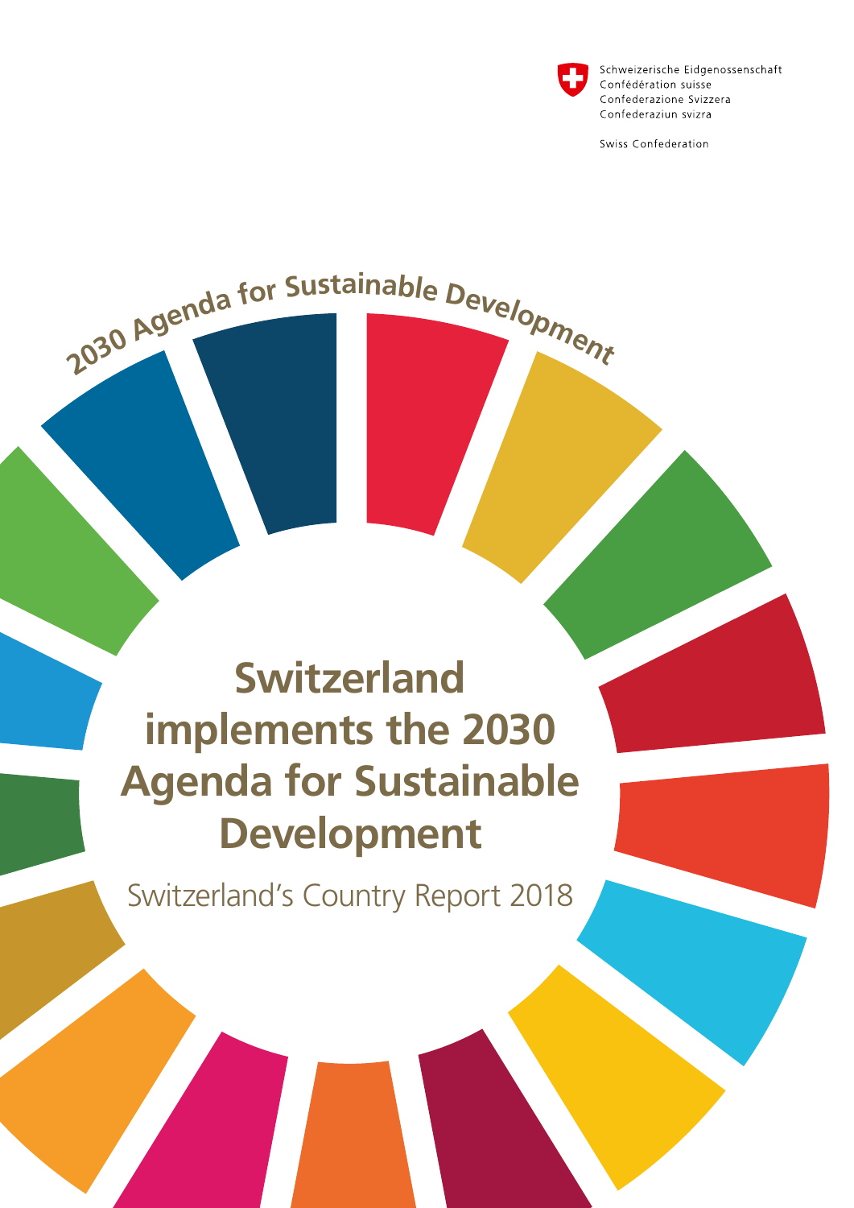Schweizerische Eidgenossenschaft
Confédération suisse
Confederazione Svizzera
Confederaziun svizra

Swiss Confederation

2030 Agenda for Sustainable Development

# Switzerland implements the 2030 Agenda for Sustainable Development

Switzerland's Country Report 2018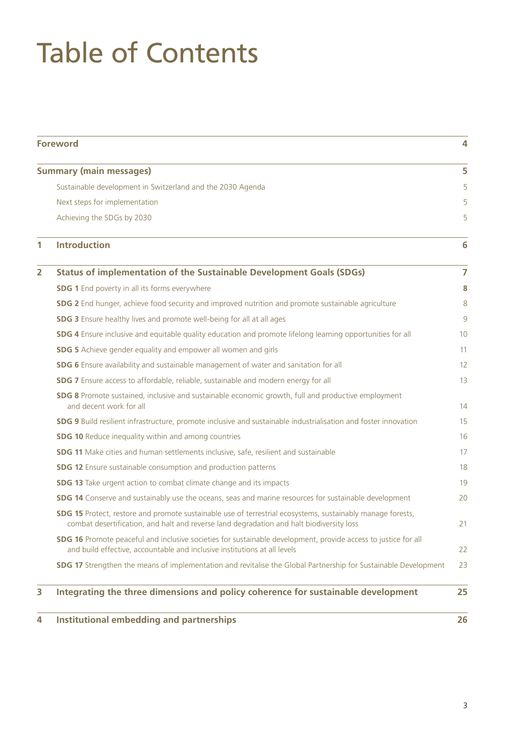# Table of Contents

**Foreword** 4

**Summary (main messages)** 5

- Sustainable development in Switzerland and the 2030 Agenda 5
- Next steps for implementation 5
- Achieving the SDGs by 2030 5

**1 Introduction** 6

**2 Status of implementation of the Sustainable Development Goals (SDGs)** 7

- **SDG 1** End poverty in all its forms everywhere **8**
- **SDG 2** End hunger, achieve food security and improved nutrition and promote sustainable agriculture 8
- **SDG 3** Ensure healthy lives and promote well-being for all at all ages 9
- **SDG 4** Ensure inclusive and equitable quality education and promote lifelong learning opportunities for all 10
- **SDG 5** Achieve gender equality and empower all women and girls 11
- **SDG 6** Ensure availability and sustainable management of water and sanitation for all 12
- **SDG 7** Ensure access to affordable, reliable, sustainable and modern energy for all 13
- **SDG 8** Promote sustained, inclusive and sustainable economic growth, full and productive employment and decent work for all 14
- **SDG 9** Build resilient infrastructure, promote inclusive and sustainable industrialisation and foster innovation 15
- **SDG 10** Reduce inequality within and among countries 16
- **SDG 11** Make cities and human settlements inclusive, safe, resilient and sustainable 17
- **SDG 12** Ensure sustainable consumption and production patterns 18
- **SDG 13** Take urgent action to combat climate change and its impacts 19
- **SDG 14** Conserve and sustainably use the oceans, seas and marine resources for sustainable development 20
- **SDG 15** Protect, restore and promote sustainable use of terrestrial ecosystems, sustainably manage forests, combat desertification, and halt and reverse land degradation and halt biodiversity loss 21
- **SDG 16** Promote peaceful and inclusive societies for sustainable development, provide access to justice for all and build effective, accountable and inclusive institutions at all levels 22
- **SDG 17** Strengthen the means of implementation and revitalise the Global Partnership for Sustainable Development 23

**3 Integrating the three dimensions and policy coherence for sustainable development** 25

**4 Institutional embedding and partnerships** 26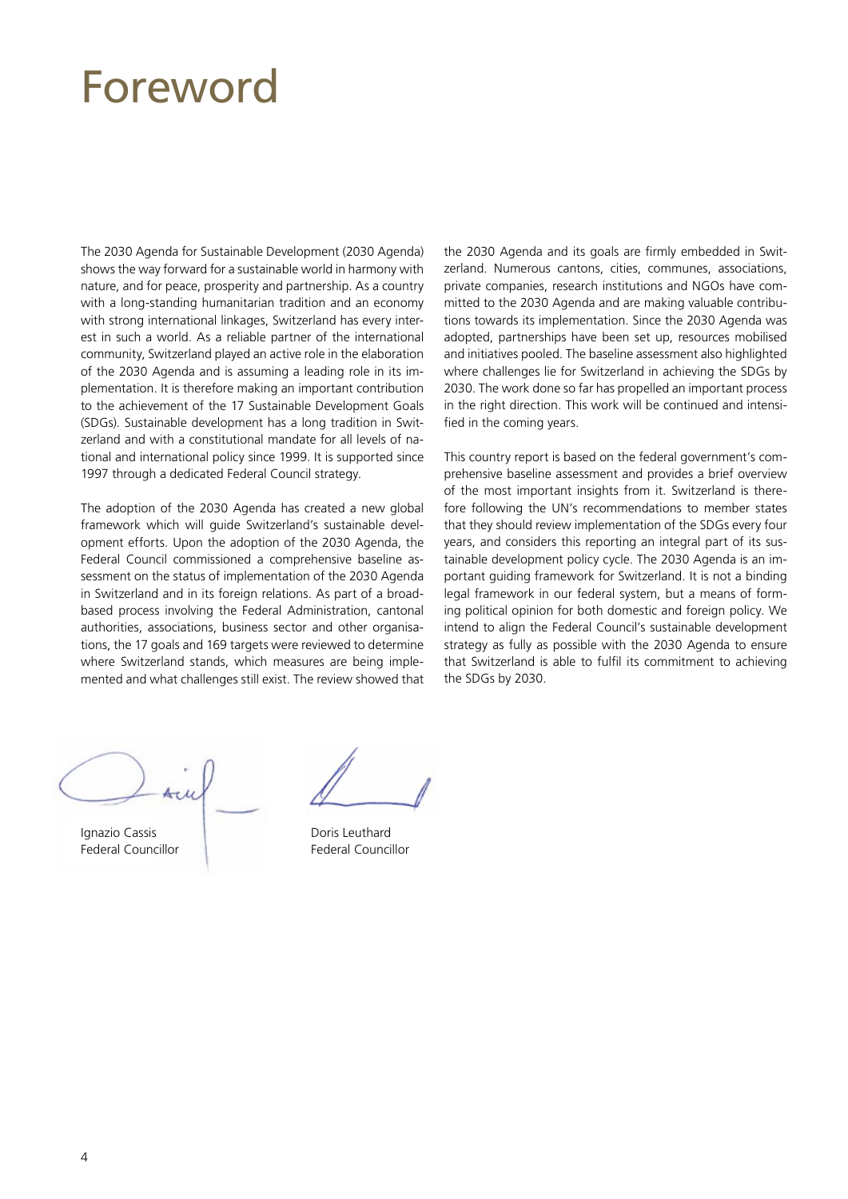# Foreword

The 2030 Agenda for Sustainable Development (2030 Agenda) shows the way forward for a sustainable world in harmony with nature, and for peace, prosperity and partnership. As a country with a long-standing humanitarian tradition and an economy with strong international linkages, Switzerland has every interest in such a world. As a reliable partner of the international community, Switzerland played an active role in the elaboration of the 2030 Agenda and is assuming a leading role in its implementation. It is therefore making an important contribution to the achievement of the 17 Sustainable Development Goals (SDGs). Sustainable development has a long tradition in Switzerland and with a constitutional mandate for all levels of national and international policy since 1999. It is supported since 1997 through a dedicated Federal Council strategy.

The adoption of the 2030 Agenda has created a new global framework which will guide Switzerland's sustainable development efforts. Upon the adoption of the 2030 Agenda, the Federal Council commissioned a comprehensive baseline assessment on the status of implementation of the 2030 Agenda in Switzerland and in its foreign relations. As part of a broad-based process involving the Federal Administration, cantonal authorities, associations, business sector and other organisations, the 17 goals and 169 targets were reviewed to determine where Switzerland stands, which measures are being implemented and what challenges still exist. The review showed that the 2030 Agenda and its goals are firmly embedded in Switzerland. Numerous cantons, cities, communes, associations, private companies, research institutions and NGOs have committed to the 2030 Agenda and are making valuable contributions towards its implementation. Since the 2030 Agenda was adopted, partnerships have been set up, resources mobilised and initiatives pooled. The baseline assessment also highlighted where challenges lie for Switzerland in achieving the SDGs by 2030. The work done so far has propelled an important process in the right direction. This work will be continued and intensified in the coming years.

This country report is based on the federal government's comprehensive baseline assessment and provides a brief overview of the most important insights from it. Switzerland is therefore following the UN's recommendations to member states that they should review implementation of the SDGs every four years, and considers this reporting an integral part of its sustainable development policy cycle. The 2030 Agenda is an important guiding framework for Switzerland. It is not a binding legal framework in our federal system, but a means of forming political opinion for both domestic and foreign policy. We intend to align the Federal Council's sustainable development strategy as fully as possible with the 2030 Agenda to ensure that Switzerland is able to fulfil its commitment to achieving the SDGs by 2030.

Ignazio Cassis
Federal Councillor

Doris Leuthard
Federal Councillor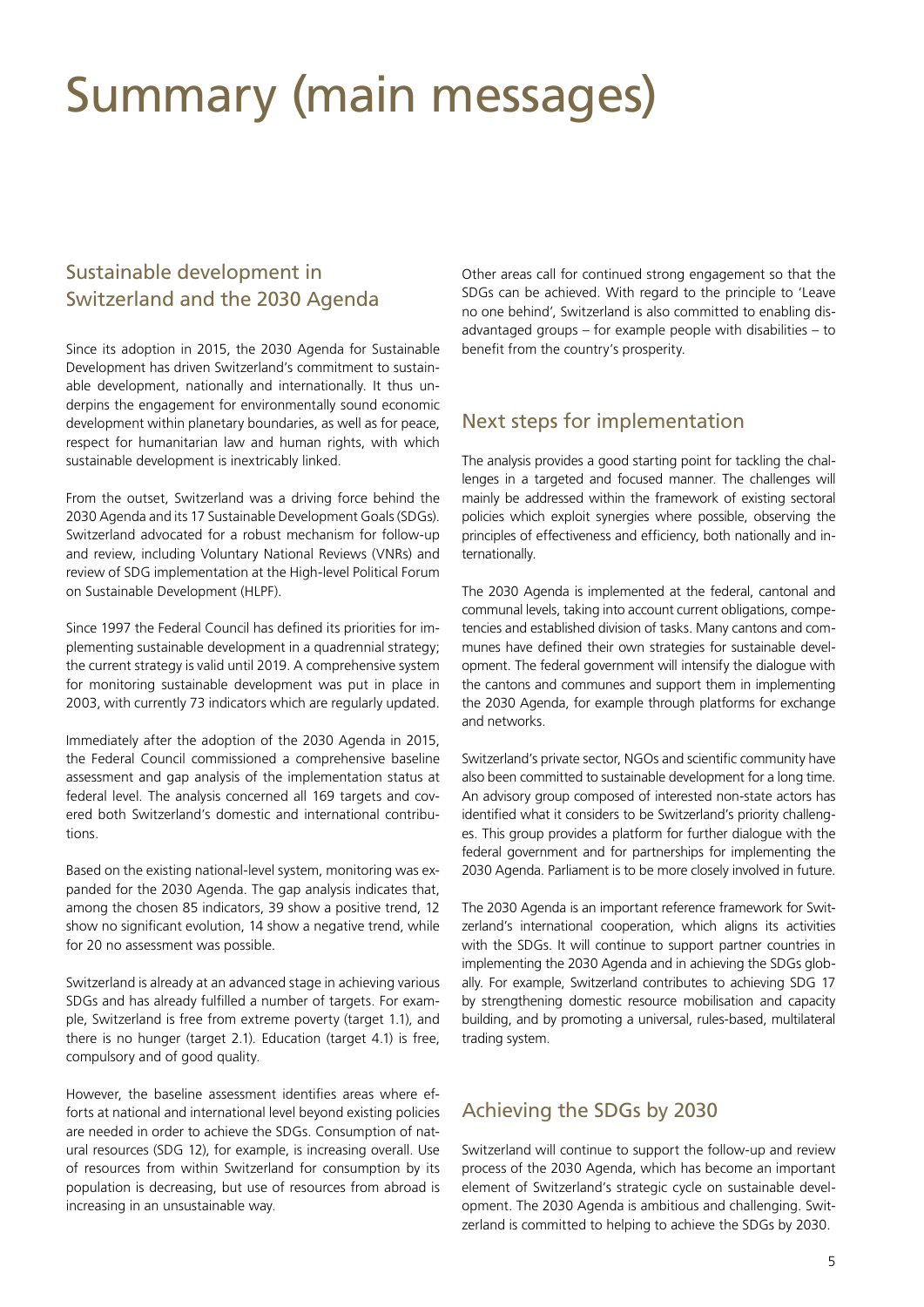# Summary (main messages)

## Sustainable development in Switzerland and the 2030 Agenda

Since its adoption in 2015, the 2030 Agenda for Sustainable Development has driven Switzerland's commitment to sustainable development, nationally and internationally. It thus underpins the engagement for environmentally sound economic development within planetary boundaries, as well as for peace, respect for humanitarian law and human rights, with which sustainable development is inextricably linked.

From the outset, Switzerland was a driving force behind the 2030 Agenda and its 17 Sustainable Development Goals (SDGs). Switzerland advocated for a robust mechanism for follow-up and review, including Voluntary National Reviews (VNRs) and review of SDG implementation at the High-level Political Forum on Sustainable Development (HLPF).

Since 1997 the Federal Council has defined its priorities for implementing sustainable development in a quadrennial strategy; the current strategy is valid until 2019. A comprehensive system for monitoring sustainable development was put in place in 2003, with currently 73 indicators which are regularly updated.

Immediately after the adoption of the 2030 Agenda in 2015, the Federal Council commissioned a comprehensive baseline assessment and gap analysis of the implementation status at federal level. The analysis concerned all 169 targets and covered both Switzerland's domestic and international contributions.

Based on the existing national-level system, monitoring was expanded for the 2030 Agenda. The gap analysis indicates that, among the chosen 85 indicators, 39 show a positive trend, 12 show no significant evolution, 14 show a negative trend, while for 20 no assessment was possible.

Switzerland is already at an advanced stage in achieving various SDGs and has already fulfilled a number of targets. For example, Switzerland is free from extreme poverty (target 1.1), and there is no hunger (target 2.1). Education (target 4.1) is free, compulsory and of good quality.

However, the baseline assessment identifies areas where efforts at national and international level beyond existing policies are needed in order to achieve the SDGs. Consumption of natural resources (SDG 12), for example, is increasing overall. Use of resources from within Switzerland for consumption by its population is decreasing, but use of resources from abroad is increasing in an unsustainable way.

Other areas call for continued strong engagement so that the SDGs can be achieved. With regard to the principle to 'Leave no one behind', Switzerland is also committed to enabling disadvantaged groups – for example people with disabilities – to benefit from the country's prosperity.

## Next steps for implementation

The analysis provides a good starting point for tackling the challenges in a targeted and focused manner. The challenges will mainly be addressed within the framework of existing sectoral policies which exploit synergies where possible, observing the principles of effectiveness and efficiency, both nationally and internationally.

The 2030 Agenda is implemented at the federal, cantonal and communal levels, taking into account current obligations, competencies and established division of tasks. Many cantons and communes have defined their own strategies for sustainable development. The federal government will intensify the dialogue with the cantons and communes and support them in implementing the 2030 Agenda, for example through platforms for exchange and networks.

Switzerland's private sector, NGOs and scientific community have also been committed to sustainable development for a long time. An advisory group composed of interested non-state actors has identified what it considers to be Switzerland's priority challenges. This group provides a platform for further dialogue with the federal government and for partnerships for implementing the 2030 Agenda. Parliament is to be more closely involved in future.

The 2030 Agenda is an important reference framework for Switzerland's international cooperation, which aligns its activities with the SDGs. It will continue to support partner countries in implementing the 2030 Agenda and in achieving the SDGs globally. For example, Switzerland contributes to achieving SDG 17 by strengthening domestic resource mobilisation and capacity building, and by promoting a universal, rules-based, multilateral trading system.

## Achieving the SDGs by 2030

Switzerland will continue to support the follow-up and review process of the 2030 Agenda, which has become an important element of Switzerland's strategic cycle on sustainable development. The 2030 Agenda is ambitious and challenging. Switzerland is committed to helping to achieve the SDGs by 2030.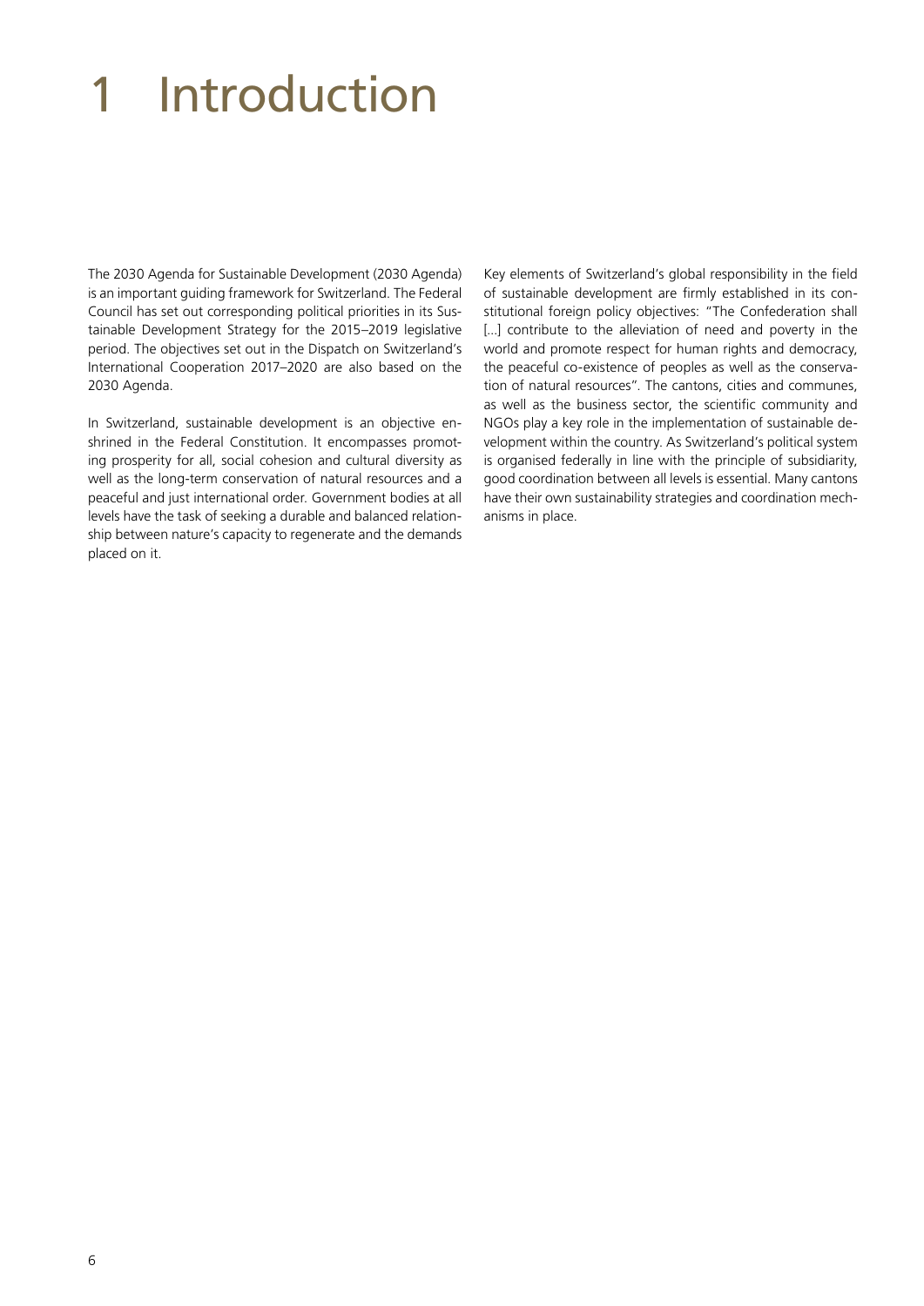# 1 Introduction

The 2030 Agenda for Sustainable Development (2030 Agenda) is an important guiding framework for Switzerland. The Federal Council has set out corresponding political priorities in its Sustainable Development Strategy for the 2015–2019 legislative period. The objectives set out in the Dispatch on Switzerland's International Cooperation 2017–2020 are also based on the 2030 Agenda.

In Switzerland, sustainable development is an objective enshrined in the Federal Constitution. It encompasses promoting prosperity for all, social cohesion and cultural diversity as well as the long-term conservation of natural resources and a peaceful and just international order. Government bodies at all levels have the task of seeking a durable and balanced relationship between nature's capacity to regenerate and the demands placed on it.

Key elements of Switzerland's global responsibility in the field of sustainable development are firmly established in its constitutional foreign policy objectives: "The Confederation shall [...] contribute to the alleviation of need and poverty in the world and promote respect for human rights and democracy, the peaceful co-existence of peoples as well as the conservation of natural resources". The cantons, cities and communes, as well as the business sector, the scientific community and NGOs play a key role in the implementation of sustainable development within the country. As Switzerland's political system is organised federally in line with the principle of subsidiarity, good coordination between all levels is essential. Many cantons have their own sustainability strategies and coordination mechanisms in place.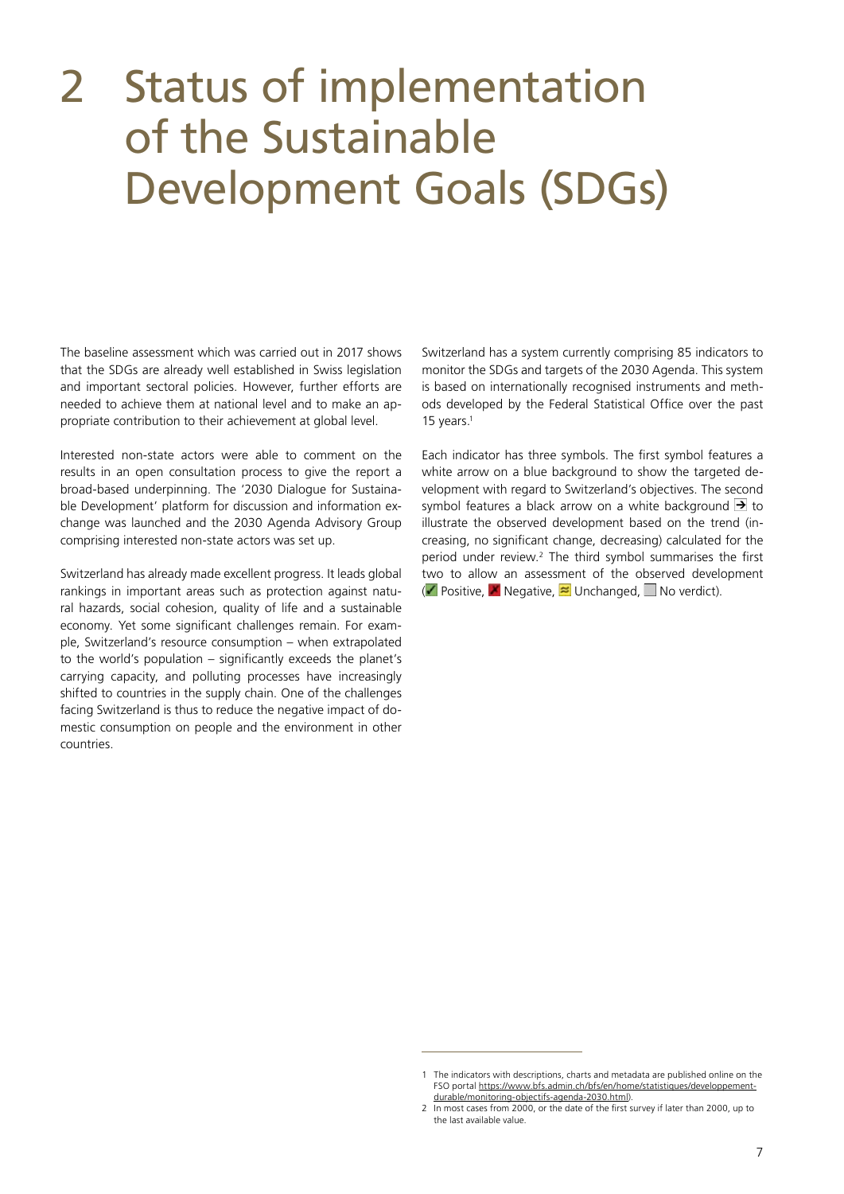# 2 Status of implementation of the Sustainable Development Goals (SDGs)

The baseline assessment which was carried out in 2017 shows that the SDGs are already well established in Swiss legislation and important sectoral policies. However, further efforts are needed to achieve them at national level and to make an appropriate contribution to their achievement at global level.

Interested non-state actors were able to comment on the results in an open consultation process to give the report a broad-based underpinning. The '2030 Dialogue for Sustainable Development' platform for discussion and information exchange was launched and the 2030 Agenda Advisory Group comprising interested non-state actors was set up.

Switzerland has already made excellent progress. It leads global rankings in important areas such as protection against natural hazards, social cohesion, quality of life and a sustainable economy. Yet some significant challenges remain. For example, Switzerland's resource consumption – when extrapolated to the world's population – significantly exceeds the planet's carrying capacity, and polluting processes have increasingly shifted to countries in the supply chain. One of the challenges facing Switzerland is thus to reduce the negative impact of domestic consumption on people and the environment in other countries.

Switzerland has a system currently comprising 85 indicators to monitor the SDGs and targets of the 2030 Agenda. This system is based on internationally recognised instruments and methods developed by the Federal Statistical Office over the past 15 years.[1]

Each indicator has three symbols. The first symbol features a white arrow on a blue background to show the targeted development with regard to Switzerland's objectives. The second symbol features a black arrow on a white background ➔ to illustrate the observed development based on the trend (increasing, no significant change, decreasing) calculated for the period under review.[2] The third symbol summarises the first two to allow an assessment of the observed development (✓ Positive, ✗ Negative, ≈ Unchanged, ☐ No verdict).

---

1 The indicators with descriptions, charts and metadata are published online on the FSO portal https://www.bfs.admin.ch/bfs/en/home/statistiques/developpement-durable/monitoring-objectifs-agenda-2030.html).

2 In most cases from 2000, or the date of the first survey if later than 2000, up to the last available value.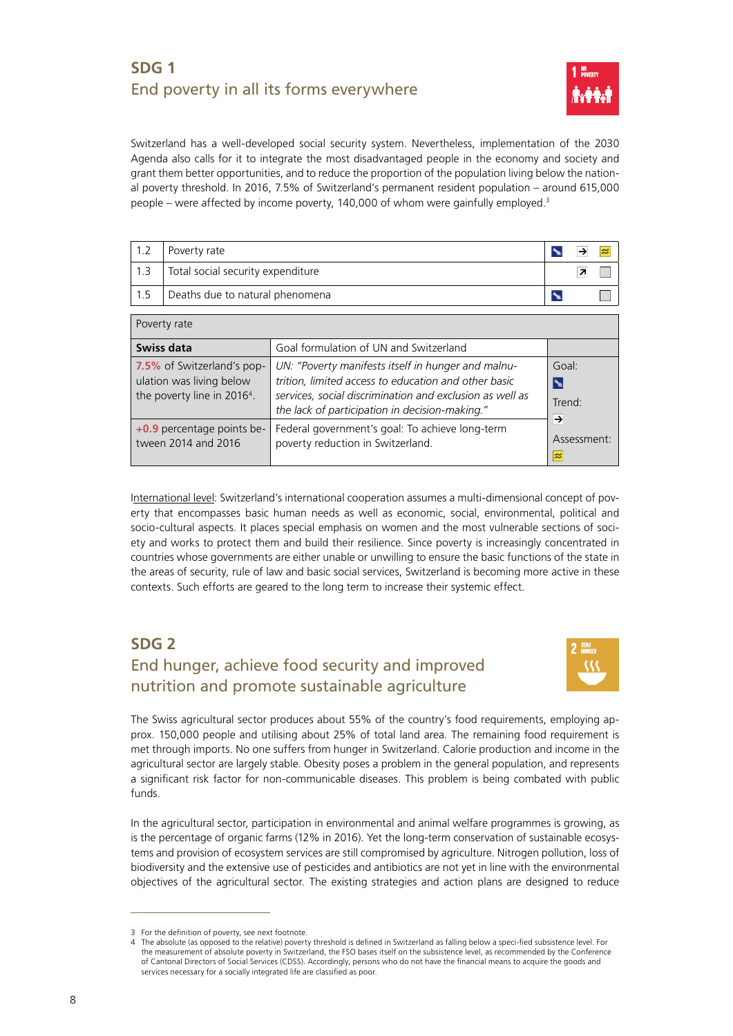## SDG 1
### End poverty in all its forms everywhere

Switzerland has a well-developed social security system. Nevertheless, implementation of the 2030 Agenda also calls for it to integrate the most disadvantaged people in the economy and society and grant them better opportunities, and to reduce the proportion of the population living below the national poverty threshold. In 2016, 7.5% of Switzerland's permanent resident population – around 615,000 people – were affected by income poverty, 140,000 of whom were gainfully employed.[3]

| | | | | |
|---|---|---|---|---|
| 1.2 | Poverty rate | ↘ | → | ≈ |
| 1.3 | Total social security expenditure | | ↗ | ☐ |
| 1.5 | Deaths due to natural phenomena | ↘ | | ☐ |

| Poverty rate | | |
|---|---|---|
| **Swiss data** | Goal formulation of UN and Switzerland | |
| 7.5% of Switzerland's population was living below the poverty line in 2016[4]. | UN: *"Poverty manifests itself in hunger and malnutrition, limited access to education and other basic services, social discrimination and exclusion as well as the lack of participation in decision-making."* | Goal: ↘ Trend: → Assessment: ≈ |
| +0.9 percentage points between 2014 and 2016 | Federal government's goal: To achieve long-term poverty reduction in Switzerland. | |

International level: Switzerland's international cooperation assumes a multi-dimensional concept of poverty that encompasses basic human needs as well as economic, social, environmental, political and socio-cultural aspects. It places special emphasis on women and the most vulnerable sections of society and works to protect them and build their resilience. Since poverty is increasingly concentrated in countries whose governments are either unable or unwilling to ensure the basic functions of the state in the areas of security, rule of law and basic social services, Switzerland is becoming more active in these contexts. Such efforts are geared to the long term to increase their systemic effect.

## SDG 2
### End hunger, achieve food security and improved nutrition and promote sustainable agriculture

The Swiss agricultural sector produces about 55% of the country's food requirements, employing approx. 150,000 people and utilising about 25% of total land area. The remaining food requirement is met through imports. No one suffers from hunger in Switzerland. Calorie production and income in the agricultural sector are largely stable. Obesity poses a problem in the general population, and represents a significant risk factor for non-communicable diseases. This problem is being combated with public funds.

In the agricultural sector, participation in environmental and animal welfare programmes is growing, as is the percentage of organic farms (12% in 2016). Yet the long-term conservation of sustainable ecosystems and provision of ecosystem services are still compromised by agriculture. Nitrogen pollution, loss of biodiversity and the extensive use of pesticides and antibiotics are not yet in line with the environmental objectives of the agricultural sector. The existing strategies and action plans are designed to reduce

---

3 For the definition of poverty, see next footnote.

4 The absolute (as opposed to the relative) poverty threshold is defined in Switzerland as falling below a speci-fied subsistence level. For the measurement of absolute poverty in Switzerland, as recommended by the Conference of Cantonal Directors of Social Services (CDSS). Accordingly, persons who do not have the financial means to acquire the goods and services necessary for a socially integrated life are classified as poor.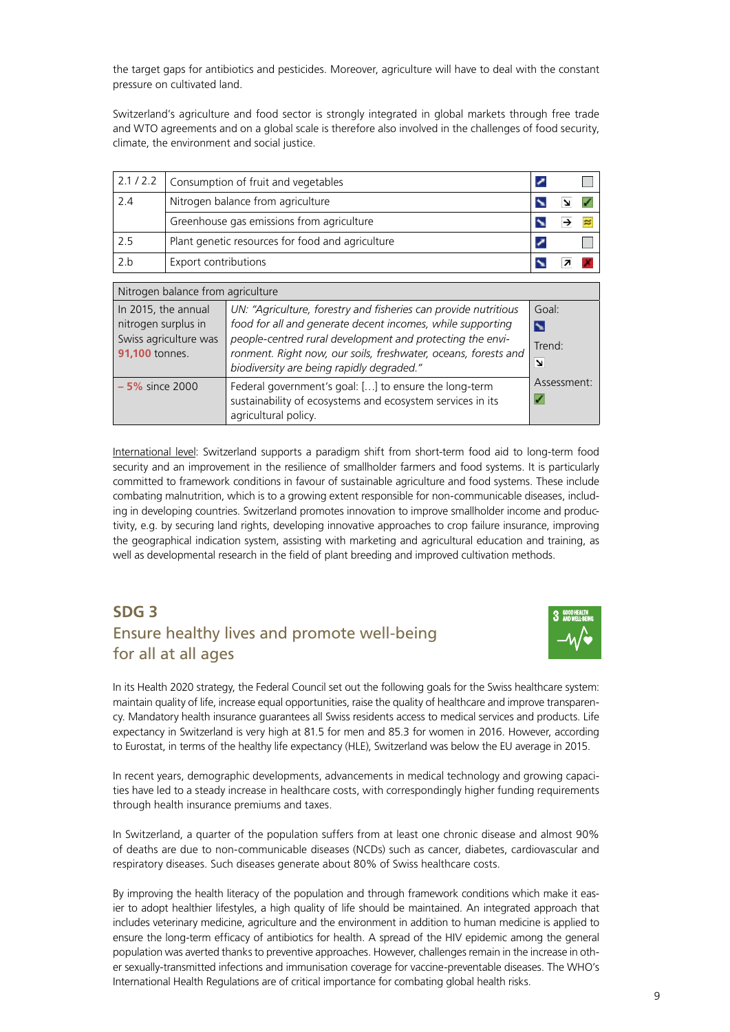the target gaps for antibiotics and pesticides. Moreover, agriculture will have to deal with the constant pressure on cultivated land.

Switzerland's agriculture and food sector is strongly integrated in global markets through free trade and WTO agreements and on a global scale is therefore also involved in the challenges of food security, climate, the environment and social justice.

| | | Goal | Trend | Assessment |
|---|---|---|---|---|
| 2.1 / 2.2 | Consumption of fruit and vegetables | ↗ | | ☐ |
| 2.4 | Nitrogen balance from agriculture | ↘ | ↘ | ✓ |
| | Greenhouse gas emissions from agriculture | ↘ | → | ≈ |
| 2.5 | Plant genetic resources for food and agriculture | ↗ | | ☐ |
| 2.b | Export contributions | ↘ | ↗ | ✗ |

| Nitrogen balance from agriculture | | |
|---|---|---|
| In 2015, the annual nitrogen surplus in Swiss agriculture was **91,100** tonnes. | UN: *"Agriculture, forestry and fisheries can provide nutritious food for all and generate decent incomes, while supporting people-centred rural development and protecting the environment. Right now, our soils, freshwater, oceans, forests and biodiversity are being rapidly degraded."* | Goal: ↘<br>Trend: ↘ |
| **– 5%** since 2000 | Federal government's goal: […] to ensure the long-term sustainability of ecosystems and ecosystem services in its agricultural policy. | Assessment: ✓ |

International level: Switzerland supports a paradigm shift from short-term food aid to long-term food security and an improvement in the resilience of smallholder farmers and food systems. It is particularly committed to framework conditions in favour of sustainable agriculture and food systems. These include combating malnutrition, which is to a growing extent responsible for non-communicable diseases, including in developing countries. Switzerland promotes innovation to improve smallholder income and productivity, e.g. by securing land rights, developing innovative approaches to crop failure insurance, improving the geographical indication system, assisting with marketing and agricultural education and training, as well as developmental research in the field of plant breeding and improved cultivation methods.

## SDG 3
### Ensure healthy lives and promote well-being for all at all ages

In its Health 2020 strategy, the Federal Council set out the following goals for the Swiss healthcare system: maintain quality of life, increase equal opportunities, raise the quality of healthcare and improve transparency. Mandatory health insurance guarantees all Swiss residents access to medical services and products. Life expectancy in Switzerland is very high at 81.5 for men and 85.3 for women in 2016. However, according to Eurostat, in terms of the healthy life expectancy (HLE), Switzerland was below the EU average in 2015.

In recent years, demographic developments, advancements in medical technology and growing capacities have led to a steady increase in healthcare costs, with correspondingly higher funding requirements through health insurance premiums and taxes.

In Switzerland, a quarter of the population suffers from at least one chronic disease and almost 90% of deaths are due to non-communicable diseases (NCDs) such as cancer, diabetes, cardiovascular and respiratory diseases. Such diseases generate about 80% of Swiss healthcare costs.

By improving the health literacy of the population and through framework conditions which make it easier to adopt healthier lifestyles, a high quality of life should be maintained. An integrated approach that includes veterinary medicine, agriculture and the environment in addition to human medicine is applied to ensure the long-term efficacy of antibiotics for health. A spread of the HIV epidemic among the general population was averted thanks to preventive approaches. However, challenges remain in the increase in other sexually-transmitted infections and immunisation coverage for vaccine-preventable diseases. The WHO's International Health Regulations are of critical importance for combating global health risks.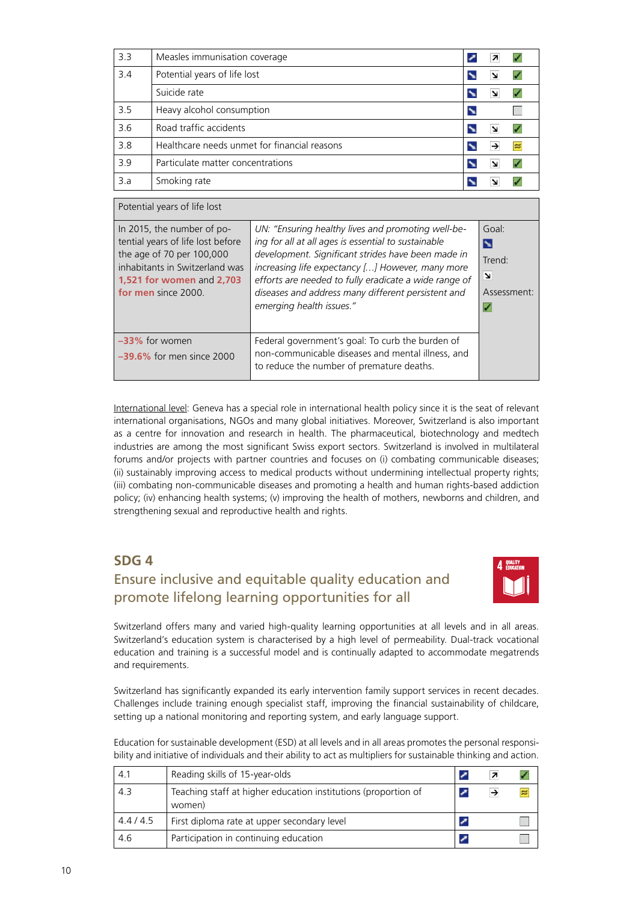| | | | | |
|---|---|---|---|---|
| 3.3 | Measles immunisation coverage | ↗ | ↗ | ✓ |
| 3.4 | Potential years of life lost | ↘ | ↘ | ✓ |
| | Suicide rate | ↘ | ↘ | ✓ |
| 3.5 | Heavy alcohol consumption | ↘ | | ☐ |
| 3.6 | Road traffic accidents | ↘ | ↘ | ✓ |
| 3.8 | Healthcare needs unmet for financial reasons | ↘ | → | ≈ |
| 3.9 | Particulate matter concentrations | ↘ | ↘ | ✓ |
| 3.a | Smoking rate | ↘ | ↘ | ✓ |

| Potential years of life lost | | |
|---|---|---|
| In 2015, the number of potential years of life lost before the age of 70 per 100,000 inhabitants in Switzerland was **1,521 for women** and **2,703 for men** since 2000. | *UN: "Ensuring healthy lives and promoting well-being for all at all ages is essential to sustainable development. Significant strides have been made in increasing life expectancy [...] However, many more efforts are needed to fully eradicate a wide range of diseases and address many different persistent and emerging health issues."* | Goal: ↘ Trend: ↘ Assessment: ✓ |
| **–33%** for women<br>**–39.6%** for men since 2000 | Federal government's goal: To curb the burden of non-communicable diseases and mental illness, and to reduce the number of premature deaths. | |

International level: Geneva has a special role in international health policy since it is the seat of relevant international organisations, NGOs and many global initiatives. Moreover, Switzerland is also important as a centre for innovation and research in health. The pharmaceutical, biotechnology and medtech industries are among the most significant Swiss export sectors. Switzerland is involved in multilateral forums and/or projects with partner countries and focuses on (i) combating communicable diseases; (ii) sustainably improving access to medical products without undermining intellectual property rights; (iii) combating non-communicable diseases and promoting a health and human rights-based addiction policy; (iv) enhancing health systems; (v) improving the health of mothers, newborns and children, and strengthening sexual and reproductive health and rights.

## SDG 4
## Ensure inclusive and equitable quality education and promote lifelong learning opportunities for all

Switzerland offers many and varied high-quality learning opportunities at all levels and in all areas. Switzerland's education system is characterised by a high level of permeability. Dual-track vocational education and training is a successful model and is continually adapted to accommodate megatrends and requirements.

Switzerland has significantly expanded its early intervention family support services in recent decades. Challenges include training enough specialist staff, improving the financial sustainability of childcare, setting up a national monitoring and reporting system, and early language support.

Education for sustainable development (ESD) at all levels and in all areas promotes the personal responsibility and initiative of individuals and their ability to act as multipliers for sustainable thinking and action.

| | | | | |
|---|---|---|---|---|
| 4.1 | Reading skills of 15-year-olds | ↗ | ↗ | ✓ |
| 4.3 | Teaching staff at higher education institutions (proportion of women) | ↗ | → | ≈ |
| 4.4 / 4.5 | First diploma rate at upper secondary level | ↗ | | ☐ |
| 4.6 | Participation in continuing education | ↗ | | ☐ |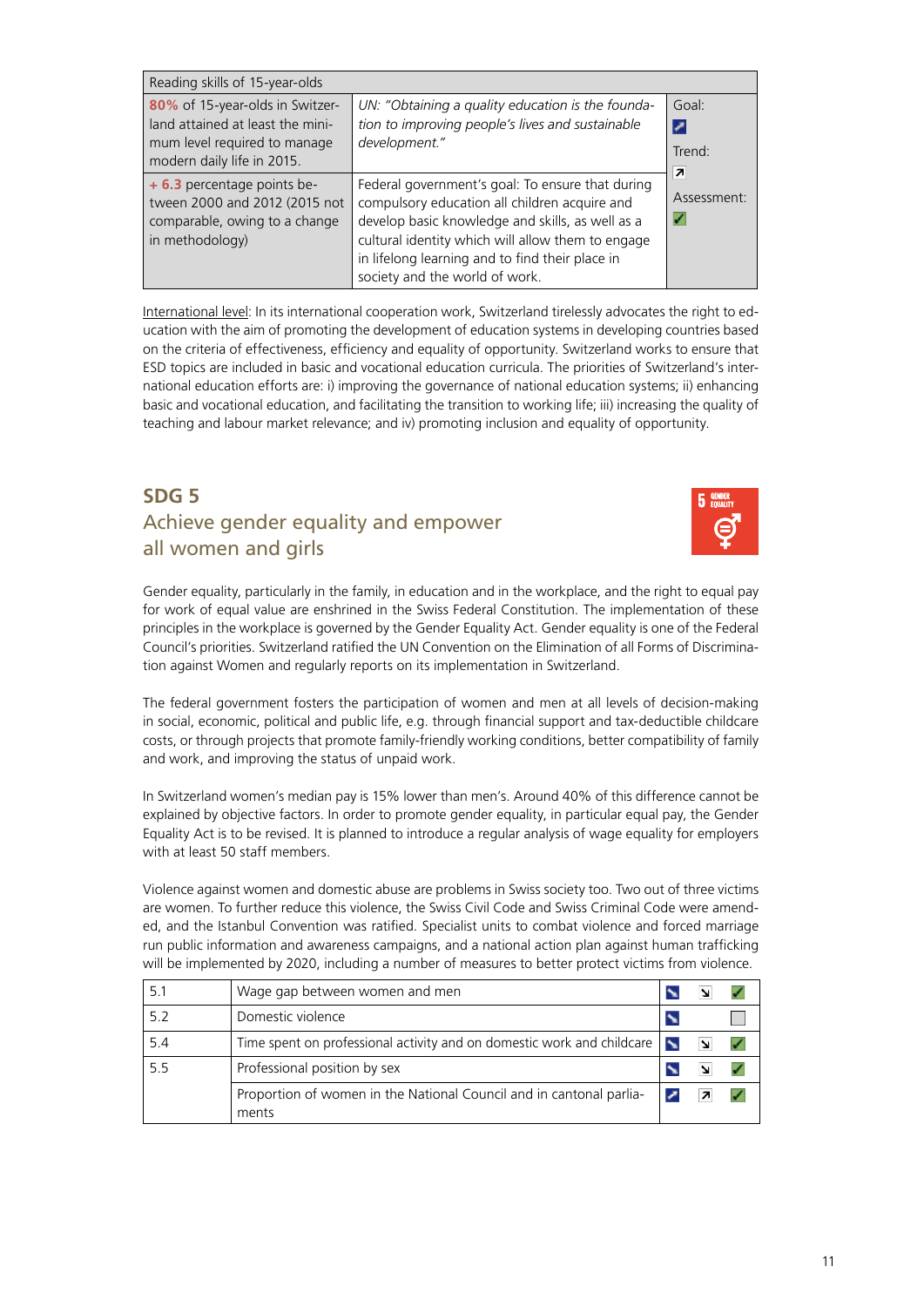| Reading skills of 15-year-olds | | |
|---|---|---|
| **80%** of 15-year-olds in Switzerland attained at least the minimum level required to manage modern daily life in 2015. | *UN: "Obtaining a quality education is the foundation to improving people's lives and sustainable development."* | Goal: ↗ Trend: ↗ Assessment: ✓ |
| **+ 6.3** percentage points between 2000 and 2012 (2015 not comparable, owing to a change in methodology) | Federal government's goal: To ensure that during compulsory education all children acquire and develop basic knowledge and skills, as well as a cultural identity which will allow them to engage in lifelong learning and to find their place in society and the world of work. | |

International level: In its international cooperation work, Switzerland tirelessly advocates the right to education with the aim of promoting the development of education systems in developing countries based on the criteria of effectiveness, efficiency and equality of opportunity. Switzerland works to ensure that ESD topics are included in basic and vocational education curricula. The priorities of Switzerland's international education efforts are: i) improving the governance of national education systems; ii) enhancing basic and vocational education, and facilitating the transition to working life; iii) increasing the quality of teaching and labour market relevance; and iv) promoting inclusion and equality of opportunity.

## SDG 5
### Achieve gender equality and empower all women and girls

Gender equality, particularly in the family, in education and in the workplace, and the right to equal pay for work of equal value are enshrined in the Swiss Federal Constitution. The implementation of these principles in the workplace is governed by the Gender Equality Act. Gender equality is one of the Federal Council's priorities. Switzerland ratified the UN Convention on the Elimination of all Forms of Discrimination against Women and regularly reports on its implementation in Switzerland.

The federal government fosters the participation of women and men at all levels of decision-making in social, economic, political and public life, e.g. through financial support and tax-deductible childcare costs, or through projects that promote family-friendly working conditions, better compatibility of family and work, and improving the status of unpaid work.

In Switzerland women's median pay is 15% lower than men's. Around 40% of this difference cannot be explained by objective factors. In order to promote gender equality, in particular equal pay, the Gender Equality Act is to be revised. It is planned to introduce a regular analysis of wage equality for employers with at least 50 staff members.

Violence against women and domestic abuse are problems in Swiss society too. Two out of three victims are women. To further reduce this violence, the Swiss Civil Code and Swiss Criminal Code were amended, and the Istanbul Convention was ratified. Specialist units to combat violence and forced marriage run public information and awareness campaigns, and a national action plan against human trafficking will be implemented by 2020, including a number of measures to better protect victims from violence.

| | | Goal | Trend | Assessment |
|---|---|---|---|---|
| 5.1 | Wage gap between women and men | ↘ | ↘ | ✓ |
| 5.2 | Domestic violence | ↘ | | ☐ |
| 5.4 | Time spent on professional activity and on domestic work and childcare | ↘ | ↘ | ✓ |
| 5.5 | Professional position by sex | ↘ | ↘ | ✓ |
| | Proportion of women in the National Council and in cantonal parliaments | ↗ | ↗ | ✓ |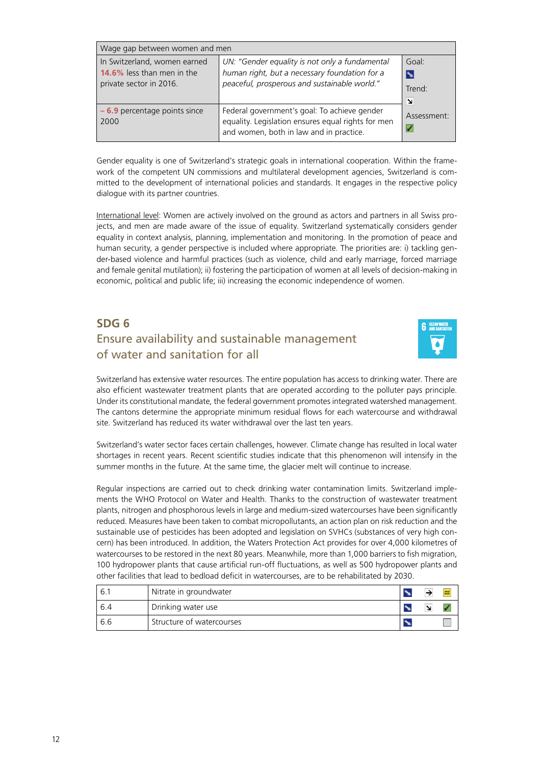| Wage gap between women and men | | |
|---|---|---|
| In Switzerland, women earned **14.6%** less than men in the private sector in 2016. | *UN: "Gender equality is not only a fundamental human right, but a necessary foundation for a peaceful, prosperous and sustainable world."* | Goal: ↘ Trend: ↘ Assessment: ✓ |
| **– 6.9** percentage points since 2000 | Federal government's goal: To achieve gender equality. Legislation ensures equal rights for men and women, both in law and in practice. | |

Gender equality is one of Switzerland's strategic goals in international cooperation. Within the framework of the competent UN commissions and multilateral development agencies, Switzerland is committed to the development of international policies and standards. It engages in the respective policy dialogue with its partner countries.

International level: Women are actively involved on the ground as actors and partners in all Swiss projects, and men are made aware of the issue of equality. Switzerland systematically considers gender equality in context analysis, planning, implementation and monitoring. In the promotion of peace and human security, a gender perspective is included where appropriate. The priorities are: i) tackling gender-based violence and harmful practices (such as violence, child and early marriage, forced marriage and female genital mutilation); ii) fostering the participation of women at all levels of decision-making in economic, political and public life; iii) increasing the economic independence of women.

## SDG 6

### Ensure availability and sustainable management of water and sanitation for all

Switzerland has extensive water resources. The entire population has access to drinking water. There are also efficient wastewater treatment plants that are operated according to the polluter pays principle. Under its constitutional mandate, the federal government promotes integrated watershed management. The cantons determine the appropriate minimum residual flows for each watercourse and withdrawal site. Switzerland has reduced its water withdrawal over the last ten years.

Switzerland's water sector faces certain challenges, however. Climate change has resulted in local water shortages in recent years. Recent scientific studies indicate that this phenomenon will intensify in the summer months in the future. At the same time, the glacier melt will continue to increase.

Regular inspections are carried out to check drinking water contamination limits. Switzerland implements the WHO Protocol on Water and Health. Thanks to the construction of wastewater treatment plants, nitrogen and phosphorous levels in large and medium-sized watercourses have been significantly reduced. Measures have been taken to combat micropollutants, an action plan on risk reduction and the sustainable use of pesticides has been adopted and legislation on SVHCs (substances of very high concern) has been introduced. In addition, the Waters Protection Act provides for over 4,000 kilometres of watercourses to be restored in the next 80 years. Meanwhile, more than 1,000 barriers to fish migration, 100 hydropower plants that cause artificial run-off fluctuations, as well as 500 hydropower plants and other facilities that lead to bedload deficit in watercourses, are to be rehabilitated by 2030.

| | | | | |
|---|---|---|---|---|
| 6.1 | Nitrate in groundwater | ↘ | → | ≈ |
| 6.4 | Drinking water use | ↘ | ↘ | ✓ |
| 6.6 | Structure of watercourses | ↘ | | ☐ |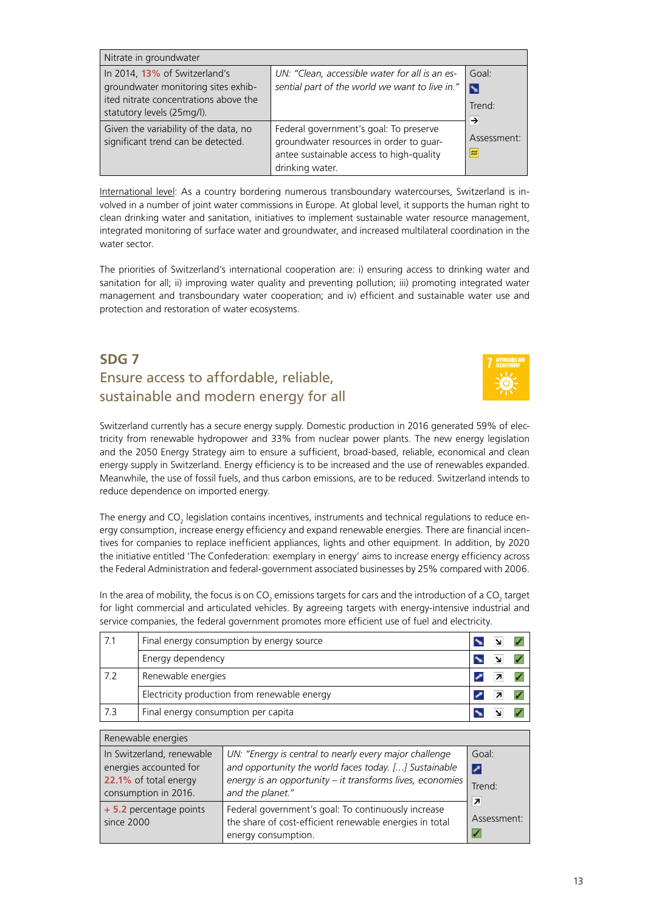| Nitrate in groundwater | | |
|---|---|---|
| In 2014, **13%** of Switzerland's groundwater monitoring sites exhibited nitrate concentrations above the statutory levels (25mg/l). | *UN: "Clean, accessible water for all is an essential part of the world we want to live in."* | Goal: ↘ Trend: → Assessment: ≈ |
| Given the variability of the data, no significant trend can be detected. | Federal government's goal: To preserve groundwater resources in order to guarantee sustainable access to high-quality drinking water. | |

International level: As a country bordering numerous transboundary watercourses, Switzerland is involved in a number of joint water commissions in Europe. At global level, it supports the human right to clean drinking water and sanitation, initiatives to implement sustainable water resource management, integrated monitoring of surface water and groundwater, and increased multilateral coordination in the water sector.

The priorities of Switzerland's international cooperation are: i) ensuring access to drinking water and sanitation for all; ii) improving water quality and preventing pollution; iii) promoting integrated water management and transboundary water cooperation; and iv) efficient and sustainable water use and protection and restoration of water ecosystems.

## SDG 7
## Ensure access to affordable, reliable, sustainable and modern energy for all

Switzerland currently has a secure energy supply. Domestic production in 2016 generated 59% of electricity from renewable hydropower and 33% from nuclear power plants. The new energy legislation and the 2050 Energy Strategy aim to ensure a sufficient, broad-based, reliable, economical and clean energy supply in Switzerland. Energy efficiency is to be increased and the use of renewables expanded. Meanwhile, the use of fossil fuels, and thus carbon emissions, are to be reduced. Switzerland intends to reduce dependence on imported energy.

The energy and $CO_2$ legislation contains incentives, instruments and technical regulations to reduce energy consumption, increase energy efficiency and expand renewable energies. There are financial incentives for companies to replace inefficient appliances, lights and other equipment. In addition, by 2020 the initiative entitled 'The Confederation: exemplary in energy' aims to increase energy efficiency across the Federal Administration and federal-government associated businesses by 25% compared with 2006.

In the area of mobility, the focus is on $CO_2$ emissions targets for cars and the introduction of a $CO_2$ target for light commercial and articulated vehicles. By agreeing targets with energy-intensive industrial and service companies, the federal government promotes more efficient use of fuel and electricity.

| | | Goal | Trend | Assessment |
|---|---|---|---|---|
| 7.1 | Final energy consumption by energy source | ↘ | ↘ | ✓ |
| | Energy dependency | ↘ | ↘ | ✓ |
| 7.2 | Renewable energies | ↗ | ↗ | ✓ |
| | Electricity production from renewable energy | ↗ | ↗ | ✓ |
| 7.3 | Final energy consumption per capita | ↘ | ↘ | ✓ |

| Renewable energies | | |
|---|---|---|
| In Switzerland, renewable energies accounted for **22.1%** of total energy consumption in 2016. | *UN: "Energy is central to nearly every major challenge and opportunity the world faces today. […] Sustainable energy is an opportunity – it transforms lives, economies and the planet."* | Goal: ↗ Trend: ↗ Assessment: ✓ |
| **+ 5.2** percentage points since 2000 | Federal government's goal: To continuously increase the share of cost-efficient renewable energies in total energy consumption. | |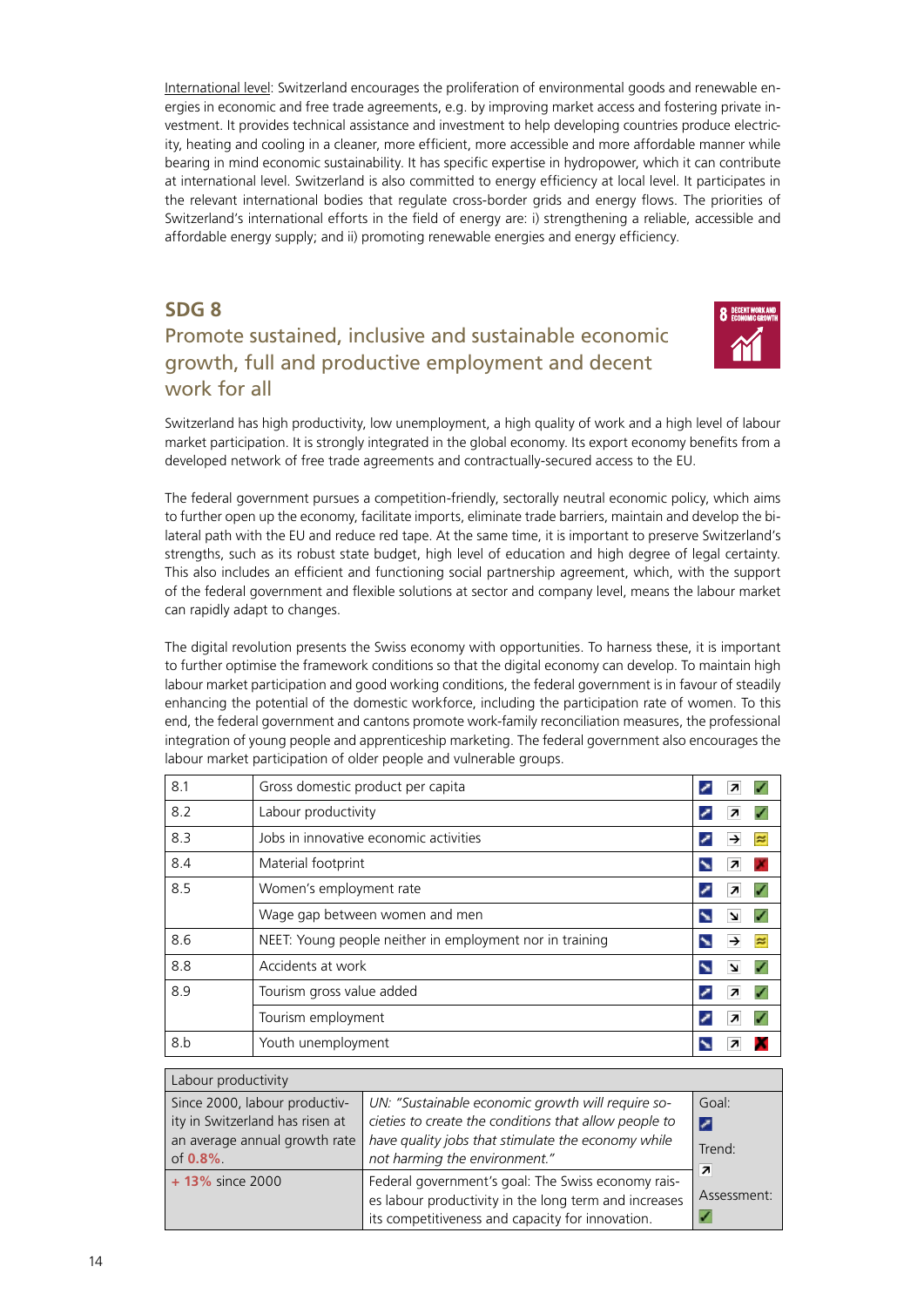International level: Switzerland encourages the proliferation of environmental goods and renewable energies in economic and free trade agreements, e.g. by improving market access and fostering private investment. It provides technical assistance and investment to help developing countries produce electricity, heating and cooling in a cleaner, more efficient, more accessible and more affordable manner while bearing in mind economic sustainability. It has specific expertise in hydropower, which it can contribute at international level. Switzerland is also committed to energy efficiency at local level. It participates in the relevant international bodies that regulate cross-border grids and energy flows. The priorities of Switzerland's international efforts in the field of energy are: i) strengthening a reliable, accessible and affordable energy supply; and ii) promoting renewable energies and energy efficiency.

## SDG 8

### Promote sustained, inclusive and sustainable economic growth, full and productive employment and decent work for all

Switzerland has high productivity, low unemployment, a high quality of work and a high level of labour market participation. It is strongly integrated in the global economy. Its export economy benefits from a developed network of free trade agreements and contractually-secured access to the EU.

The federal government pursues a competition-friendly, sectorally neutral economic policy, which aims to further open up the economy, facilitate imports, eliminate trade barriers, maintain and develop the bilateral path with the EU and reduce red tape. At the same time, it is important to preserve Switzerland's strengths, such as its robust state budget, high level of education and high degree of legal certainty. This also includes an efficient and functioning social partnership agreement, which, with the support of the federal government and flexible solutions at sector and company level, means the labour market can rapidly adapt to changes.

The digital revolution presents the Swiss economy with opportunities. To harness these, it is important to further optimise the framework conditions so that the digital economy can develop. To maintain high labour market participation and good working conditions, the federal government is in favour of steadily enhancing the potential of the domestic workforce, including the participation rate of women. To this end, the federal government and cantons promote work-family reconciliation measures, the professional integration of young people and apprenticeship marketing. The federal government also encourages the labour market participation of older people and vulnerable groups.

| Target | Indicator | Goal | Trend | Assessment |
|---|---|---|---|---|
| 8.1 | Gross domestic product per capita | ↗ | ↗ | ✓ |
| 8.2 | Labour productivity | ↗ | ↗ | ✓ |
| 8.3 | Jobs in innovative economic activities | ↗ | → | ≈ |
| 8.4 | Material footprint | ↘ | ↗ | ✗ |
| 8.5 | Women's employment rate | ↗ | ↗ | ✓ |
| | Wage gap between women and men | ↘ | ↘ | ✓ |
| 8.6 | NEET: Young people neither in employment nor in training | ↘ | → | ≈ |
| 8.8 | Accidents at work | ↘ | ↘ | ✓ |
| 8.9 | Tourism gross value added | ↗ | ↗ | ✓ |
| | Tourism employment | ↗ | ↗ | ✓ |
| 8.b | Youth unemployment | ↘ | ↗ | ✗ |

| Labour productivity | | |
|---|---|---|
| Since 2000, labour productivity in Switzerland has risen at an average annual growth rate of **0.8%**. | *UN: "Sustainable economic growth will require societies to create the conditions that allow people to have quality jobs that stimulate the economy while not harming the environment."* | Goal: ↗<br>Trend: ↗<br>Assessment: ✓ |
| **+ 13%** since 2000 | Federal government's goal: The Swiss economy raises labour productivity in the long term and increases its competitiveness and capacity for innovation. | |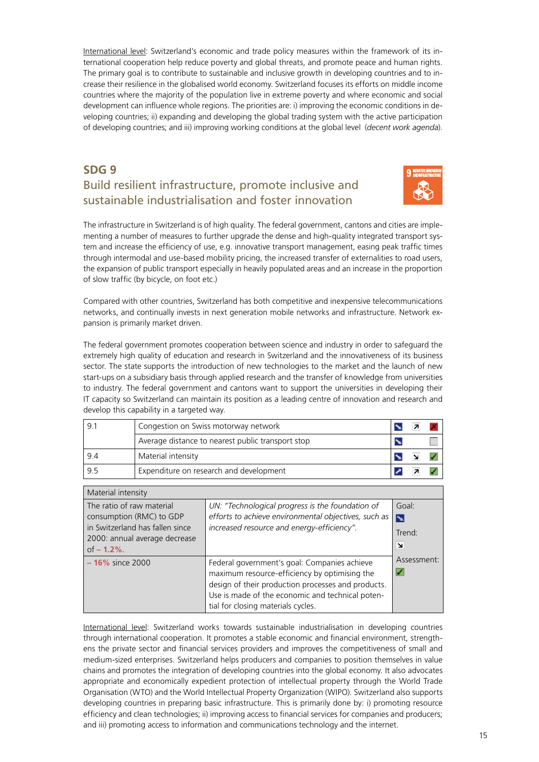International level: Switzerland's economic and trade policy measures within the framework of its international cooperation help reduce poverty and global threats, and promote peace and human rights. The primary goal is to contribute to sustainable and inclusive growth in developing countries and to increase their resilience in the globalised world economy. Switzerland focuses its efforts on middle income countries where the majority of the population live in extreme poverty and where economic and social development can influence whole regions. The priorities are: i) improving the economic conditions in developing countries; ii) expanding and developing the global trading system with the active participation of developing countries; and iii) improving working conditions at the global level (*decent work agenda*).

## SDG 9

## Build resilient infrastructure, promote inclusive and sustainable industrialisation and foster innovation

The infrastructure in Switzerland is of high quality. The federal government, cantons and cities are implementing a number of measures to further upgrade the dense and high-quality integrated transport system and increase the efficiency of use, e.g. innovative transport management, easing peak traffic times through intermodal and use-based mobility pricing, the increased transfer of externalities to road users, the expansion of public transport especially in heavily populated areas and an increase in the proportion of slow traffic (by bicycle, on foot etc.)

Compared with other countries, Switzerland has both competitive and inexpensive telecommunications networks, and continually invests in next generation mobile networks and infrastructure. Network expansion is primarily market driven.

The federal government promotes cooperation between science and industry in order to safeguard the extremely high quality of education and research in Switzerland and the innovativeness of its business sector. The state supports the introduction of new technologies to the market and the launch of new start-ups on a subsidiary basis through applied research and the transfer of knowledge from universities to industry. The federal government and cantons want to support the universities in developing their IT capacity so Switzerland can maintain its position as a leading centre of innovation and research and develop this capability in a targeted way.

| | | Goal | Trend | Assessment |
|---|---|---|---|---|
| 9.1 | Congestion on Swiss motorway network | ↘ | ↗ | ✗ |
| | Average distance to nearest public transport stop | ↘ | | |
| 9.4 | Material intensity | ↘ | ↘ | ✓ |
| 9.5 | Expenditure on research and development | ↗ | ↗ | ✓ |

| Material intensity | | |
|---|---|---|
| The ratio of raw material consumption (RMC) to GDP in Switzerland has fallen since 2000: annual average decrease of **– 1.2%**. | *UN: "Technological progress is the foundation of efforts to achieve environmental objectives, such as increased resource and energy-efficiency".* | Goal: ↘<br>Trend: ↘ |
| **– 16%** since 2000 | Federal government's goal: Companies achieve maximum resource-efficiency by optimising the design of their production processes and products. Use is made of the economic and technical potential for closing materials cycles. | Assessment: ✓ |

International level: Switzerland works towards sustainable industrialisation in developing countries through international cooperation. It promotes a stable economic and financial environment, strengthens the private sector and financial services providers and improves the competitiveness of small and medium-sized enterprises. Switzerland helps producers and companies to position themselves in value chains and promotes the integration of developing countries into the global economy. It also advocates appropriate and economically expedient protection of intellectual property through the World Trade Organisation (WTO) and the World Intellectual Property Organization (WIPO). Switzerland also supports developing countries in preparing basic infrastructure. This is primarily done by: i) promoting resource efficiency and clean technologies; ii) improving access to financial services for companies and producers; and iii) promoting access to information and communications technology and the internet.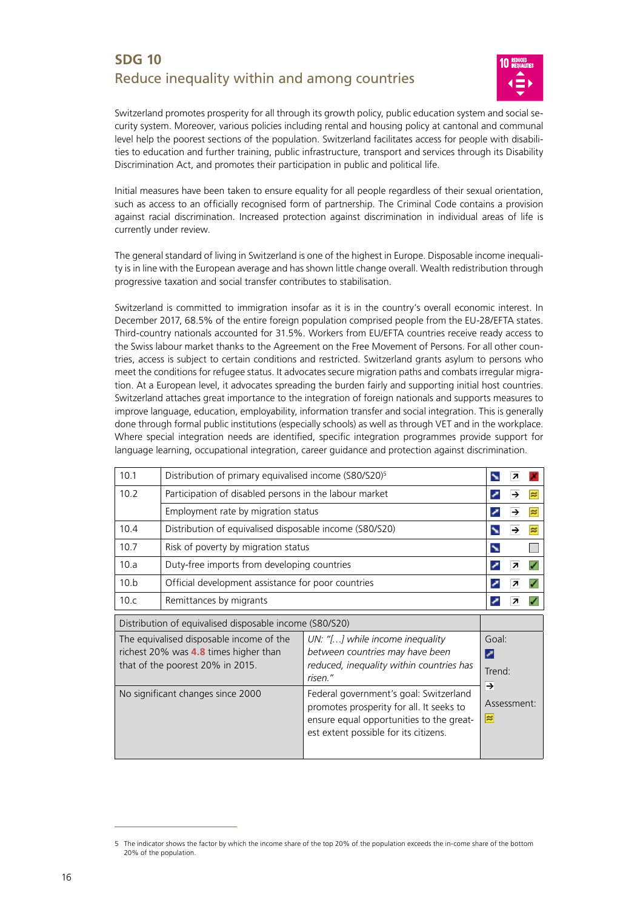## SDG 10
### Reduce inequality within and among countries

Switzerland promotes prosperity for all through its growth policy, public education system and social security system. Moreover, various policies including rental and housing policy at cantonal and communal level help the poorest sections of the population. Switzerland facilitates access for people with disabilities to education and further training, public infrastructure, transport and services through its Disability Discrimination Act, and promotes their participation in public and political life.

Initial measures have been taken to ensure equality for all people regardless of their sexual orientation, such as access to an officially recognised form of partnership. The Criminal Code contains a provision against racial discrimination. Increased protection against discrimination in individual areas of life is currently under review.

The general standard of living in Switzerland is one of the highest in Europe. Disposable income inequality is in line with the European average and has shown little change overall. Wealth redistribution through progressive taxation and social transfer contributes to stabilisation.

Switzerland is committed to immigration insofar as it is in the country's overall economic interest. In December 2017, 68.5% of the entire foreign population comprised people from the EU-28/EFTA states. Third-country nationals accounted for 31.5%. Workers from EU/EFTA countries receive ready access to the Swiss labour market thanks to the Agreement on the Free Movement of Persons. For all other countries, access is subject to certain conditions and restricted. Switzerland grants asylum to persons who meet the conditions for refugee status. It advocates secure migration paths and combats irregular migration. At a European level, it advocates spreading the burden fairly and supporting initial host countries. Switzerland attaches great importance to the integration of foreign nationals and supports measures to improve language, education, employability, information transfer and social integration. This is generally done through formal public institutions (especially schools) as well as through VET and in the workplace. Where special integration needs are identified, specific integration programmes provide support for language learning, occupational integration, career guidance and protection against discrimination.

| | | Goal | Trend | Assessment |
|---|---|---|---|---|
| 10.1 | Distribution of primary equivalised income (S80/S20)[5] | ↘ | ↗ | ✗ |
| 10.2 | Participation of disabled persons in the labour market | ↗ | → | ≈ |
| | Employment rate by migration status | ↗ | → | ≈ |
| 10.4 | Distribution of equivalised disposable income (S80/S20) | ↘ | → | ≈ |
| 10.7 | Risk of poverty by migration status | ↘ | | ☐ |
| 10.a | Duty-free imports from developing countries | ↗ | ↗ | ✓ |
| 10.b | Official development assistance for poor countries | ↗ | ↗ | ✓ |
| 10.c | Remittances by migrants | ↗ | ↗ | ✓ |

| Distribution of equivalised disposable income (S80/S20) | | |
|---|---|---|
| The equivalised disposable income of the richest 20% was 4.8 times higher than that of the poorest 20% in 2015. | *UN: "[…] while income inequality between countries may have been reduced, inequality within countries has risen."* | Goal: ↗ Trend: → Assessment: ≈ |
| No significant changes since 2000 | Federal government's goal: Switzerland promotes prosperity for all. It seeks to ensure equal opportunities to the greatest extent possible for its citizens. | |

5 The indicator shows the factor by which the income share of the top 20% of the population exceeds the in-come share of the bottom 20% of the population.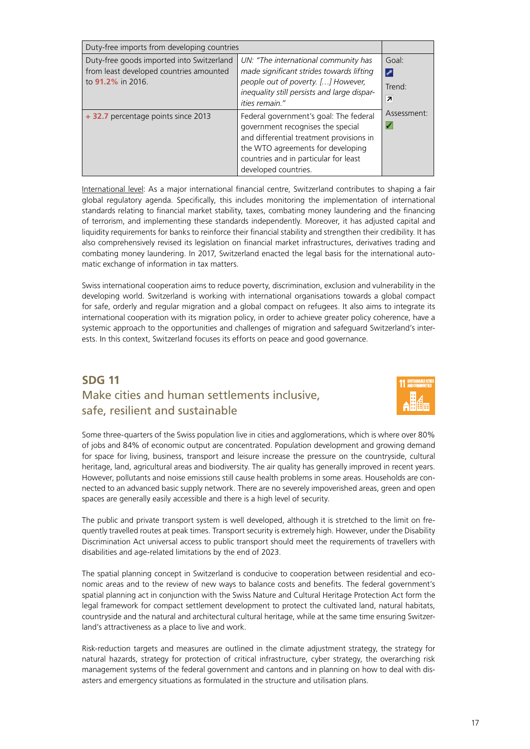| Duty-free imports from developing countries | | |
|---|---|---|
| Duty-free goods imported into Switzerland from least developed countries amounted to **91.2%** in 2016. | *UN: "The international community has made significant strides towards lifting people out of poverty. […] However, inequality still persists and large disparities remain."* | Goal: ↗ Trend: ↗ Assessment: ✓ |
| **+ 32.7** percentage points since 2013 | Federal government's goal: The federal government recognises the special and differential treatment provisions in the WTO agreements for developing countries and in particular for least developed countries. | |

International level: As a major international financial centre, Switzerland contributes to shaping a fair global regulatory agenda. Specifically, this includes monitoring the implementation of international standards relating to financial market stability, taxes, combating money laundering and the financing of terrorism, and implementing these standards independently. Moreover, it has adjusted capital and liquidity requirements for banks to reinforce their financial stability and strengthen their credibility. It has also comprehensively revised its legislation on financial market infrastructures, derivatives trading and combating money laundering. In 2017, Switzerland enacted the legal basis for the international automatic exchange of information in tax matters.

Swiss international cooperation aims to reduce poverty, discrimination, exclusion and vulnerability in the developing world. Switzerland is working with international organisations towards a global compact for safe, orderly and regular migration and a global compact on refugees. It also aims to integrate its international cooperation with its migration policy, in order to achieve greater policy coherence, have a systemic approach to the opportunities and challenges of migration and safeguard Switzerland's interests. In this context, Switzerland focuses its efforts on peace and good governance.

## SDG 11
## Make cities and human settlements inclusive, safe, resilient and sustainable

Some three-quarters of the Swiss population live in cities and agglomerations, which is where over 80% of jobs and 84% of economic output are concentrated. Population development and growing demand for space for living, business, transport and leisure increase the pressure on the countryside, cultural heritage, land, agricultural areas and biodiversity. The air quality has generally improved in recent years. However, pollutants and noise emissions still cause health problems in some areas. Households are connected to an advanced basic supply network. There are no severely impoverished areas, green and open spaces are generally easily accessible and there is a high level of security.

The public and private transport system is well developed, although it is stretched to the limit on frequently travelled routes at peak times. Transport security is extremely high. However, under the Disability Discrimination Act universal access to public transport should meet the requirements of travellers with disabilities and age-related limitations by the end of 2023.

The spatial planning concept in Switzerland is conducive to cooperation between residential and economic areas and to the review of new ways to balance costs and benefits. The federal government's spatial planning act in conjunction with the Swiss Nature and Cultural Heritage Protection Act form the legal framework for compact settlement development to protect the cultivated land, natural habitats, countryside and the natural and architectural cultural heritage, while at the same time ensuring Switzerland's attractiveness as a place to live and work.

Risk-reduction targets and measures are outlined in the climate adjustment strategy, the strategy for natural hazards, strategy for protection of critical infrastructure, cyber strategy, the overarching risk management systems of the federal government and cantons and in planning on how to deal with disasters and emergency situations as formulated in the structure and utilisation plans.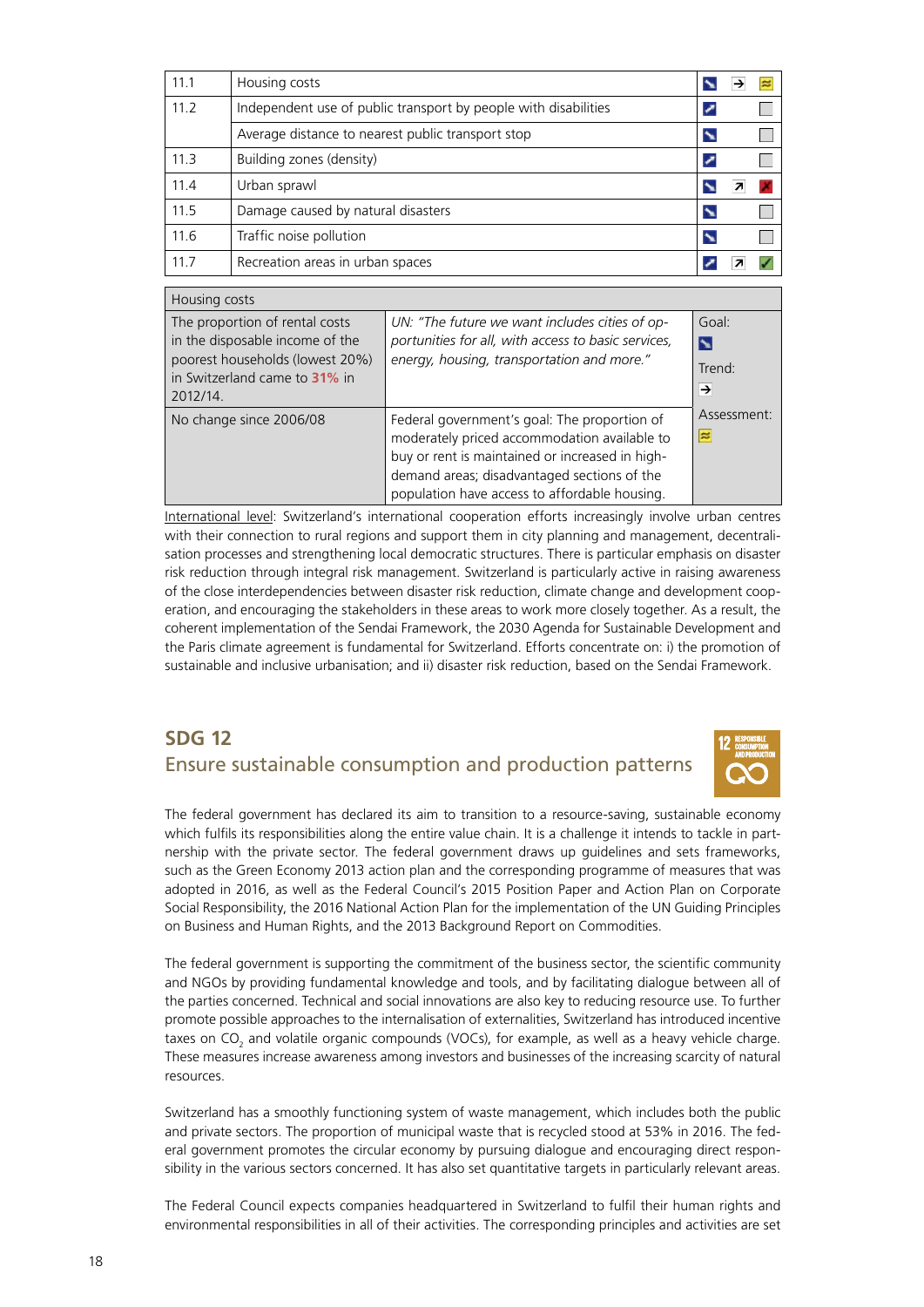| | | | | |
|---|---|---|---|---|
| 11.1 | Housing costs | ↘ | → | ≈ |
| 11.2 | Independent use of public transport by people with disabilities | ↗ | | ☐ |
| | Average distance to nearest public transport stop | ↘ | | ☐ |
| 11.3 | Building zones (density) | ↗ | | ☐ |
| 11.4 | Urban sprawl | ↘ | ↗ | ✗ |
| 11.5 | Damage caused by natural disasters | ↘ | | ☐ |
| 11.6 | Traffic noise pollution | ↘ | | ☐ |
| 11.7 | Recreation areas in urban spaces | ↗ | ↗ | ✓ |

| Housing costs | | |
|---|---|---|
| The proportion of rental costs in the disposable income of the poorest households (lowest 20%) in Switzerland came to **31%** in 2012/14. | *UN: "The future we want includes cities of opportunities for all, with access to basic services, energy, housing, transportation and more."* | Goal: ↘ Trend: → |
| No change since 2006/08 | Federal government's goal: The proportion of moderately priced accommodation available to buy or rent is maintained or increased in high-demand areas; disadvantaged sections of the population have access to affordable housing. | Assessment: ≈ |

International level: Switzerland's international cooperation efforts increasingly involve urban centres with their connection to rural regions and support them in city planning and management, decentralisation processes and strengthening local democratic structures. There is particular emphasis on disaster risk reduction through integral risk management. Switzerland is particularly active in raising awareness of the close interdependencies between disaster risk reduction, climate change and development cooperation, and encouraging the stakeholders in these areas to work more closely together. As a result, the coherent implementation of the Sendai Framework, the 2030 Agenda for Sustainable Development and the Paris climate agreement is fundamental for Switzerland. Efforts concentrate on: i) the promotion of sustainable and inclusive urbanisation; and ii) disaster risk reduction, based on the Sendai Framework.

## SDG 12
## Ensure sustainable consumption and production patterns

The federal government has declared its aim to transition to a resource-saving, sustainable economy which fulfils its responsibilities along the entire value chain. It is a challenge it intends to tackle in partnership with the private sector. The federal government draws up guidelines and sets frameworks, such as the Green Economy 2013 action plan and the corresponding programme of measures that was adopted in 2016, as well as the Federal Council's 2015 Position Paper and Action Plan on Corporate Social Responsibility, the 2016 National Action Plan for the implementation of the UN Guiding Principles on Business and Human Rights, and the 2013 Background Report on Commodities.

The federal government is supporting the commitment of the business sector, the scientific community and NGOs by providing fundamental knowledge and tools, and by facilitating dialogue between all of the parties concerned. Technical and social innovations are also key to reducing resource use. To further promote possible approaches to the internalisation of externalities, Switzerland has introduced incentive taxes on $CO_2$ and volatile organic compounds (VOCs), for example, as well as a heavy vehicle charge. These measures increase awareness among investors and businesses of the increasing scarcity of natural resources.

Switzerland has a smoothly functioning system of waste management, which includes both the public and private sectors. The proportion of municipal waste that is recycled stood at 53% in 2016. The federal government promotes the circular economy by pursuing dialogue and encouraging direct responsibility in the various sectors concerned. It has also set quantitative targets in particularly relevant areas.

The Federal Council expects companies headquartered in Switzerland to fulfil their human rights and environmental responsibilities in all of their activities. The corresponding principles and activities are set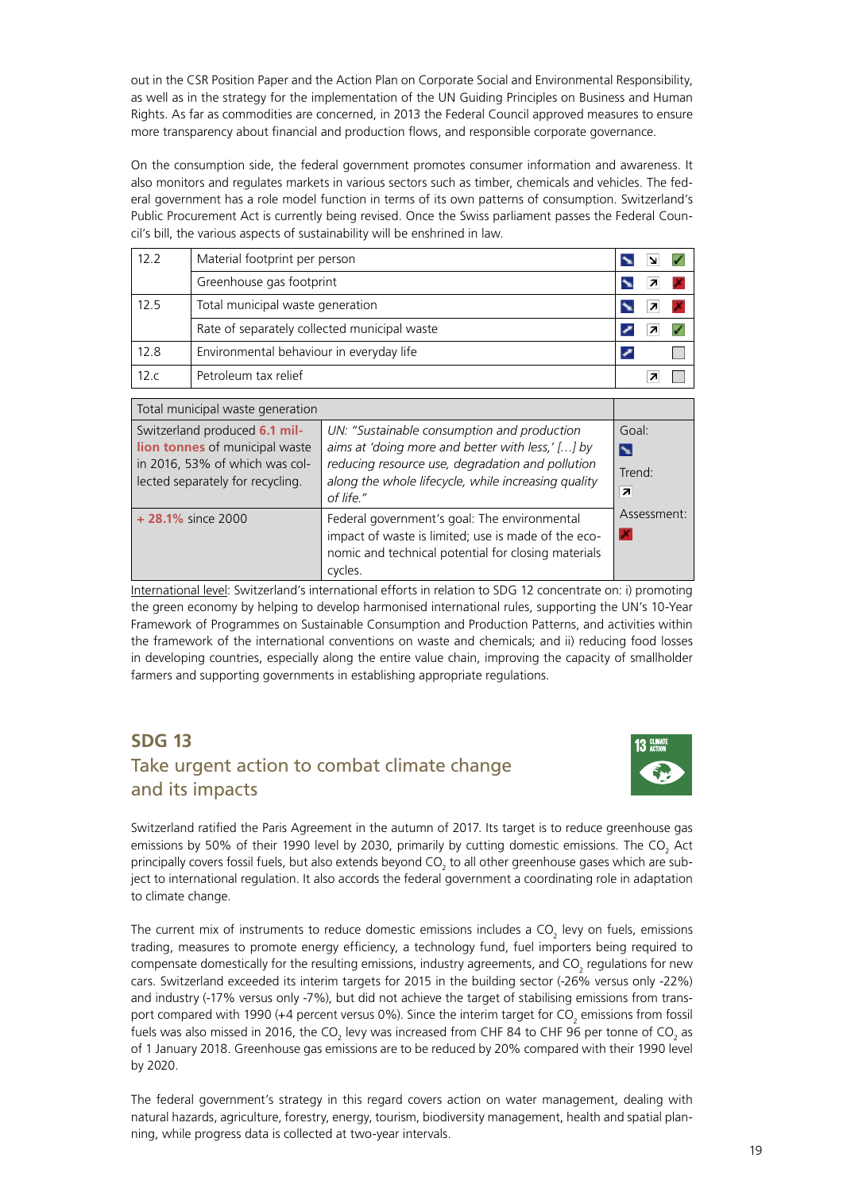out in the CSR Position Paper and the Action Plan on Corporate Social and Environmental Responsibility, as well as in the strategy for the implementation of the UN Guiding Principles on Business and Human Rights. As far as commodities are concerned, in 2013 the Federal Council approved measures to ensure more transparency about financial and production flows, and responsible corporate governance.

On the consumption side, the federal government promotes consumer information and awareness. It also monitors and regulates markets in various sectors such as timber, chemicals and vehicles. The federal government has a role model function in terms of its own patterns of consumption. Switzerland's Public Procurement Act is currently being revised. Once the Swiss parliament passes the Federal Council's bill, the various aspects of sustainability will be enshrined in law.

| | | |
|---|---|---|
| 12.2 | Material footprint per person | ↘ ↘ ✓ |
| | Greenhouse gas footprint | ↘ ↗ ✗ |
| 12.5 | Total municipal waste generation | ↘ ↗ ✗ |
| | Rate of separately collected municipal waste | ↗ ↗ ✓ |
| 12.8 | Environmental behaviour in everyday life | ↗ ☐ |
| 12.c | Petroleum tax relief | ↗ ☐ |

| Total municipal waste generation | | |
|---|---|---|
| Switzerland produced **6.1 million tonnes** of municipal waste in 2016, 53% of which was collected separately for recycling. | *UN: "Sustainable consumption and production aims at 'doing more and better with less,' […] by reducing resource use, degradation and pollution along the whole lifecycle, while increasing quality of life."* | Goal: ↘ Trend: ↗ |
| **+ 28.1%** since 2000 | Federal government's goal: The environmental impact of waste is limited; use is made of the economic and technical potential for closing materials cycles. | Assessment: ✗ |

International level: Switzerland's international efforts in relation to SDG 12 concentrate on: i) promoting the green economy by helping to develop harmonised international rules, supporting the UN's 10-Year Framework of Programmes on Sustainable Consumption and Production Patterns, and activities within the framework of the international conventions on waste and chemicals; and ii) reducing food losses in developing countries, especially along the entire value chain, improving the capacity of smallholder farmers and supporting governments in establishing appropriate regulations.

## SDG 13
### Take urgent action to combat climate change and its impacts

Switzerland ratified the Paris Agreement in the autumn of 2017. Its target is to reduce greenhouse gas emissions by 50% of their 1990 level by 2030, primarily by cutting domestic emissions. The $CO_2$ Act principally covers fossil fuels, but also extends beyond $CO_2$ to all other greenhouse gases which are subject to international regulation. It also accords the federal government a coordinating role in adaptation to climate change.

The current mix of instruments to reduce domestic emissions includes a $CO_2$ levy on fuels, emissions trading, measures to promote energy efficiency, a technology fund, fuel importers being required to compensate domestically for the resulting emissions, industry agreements, and $CO_2$ regulations for new cars. Switzerland exceeded its interim targets for 2015 in the building sector (-26% versus only -22%) and industry (-17% versus only -7%), but did not achieve the target of stabilising emissions from transport compared with 1990 (+4 percent versus 0%). Since the interim target for $CO_2$ emissions from fossil fuels was also missed in 2016, the $CO_2$ levy was increased from CHF 84 to CHF 96 per tonne of $CO_2$ as of 1 January 2018. Greenhouse gas emissions are to be reduced by 20% compared with their 1990 level by 2020.

The federal government's strategy in this regard covers action on water management, dealing with natural hazards, agriculture, forestry, energy, tourism, biodiversity management, health and spatial planning, while progress data is collected at two-year intervals.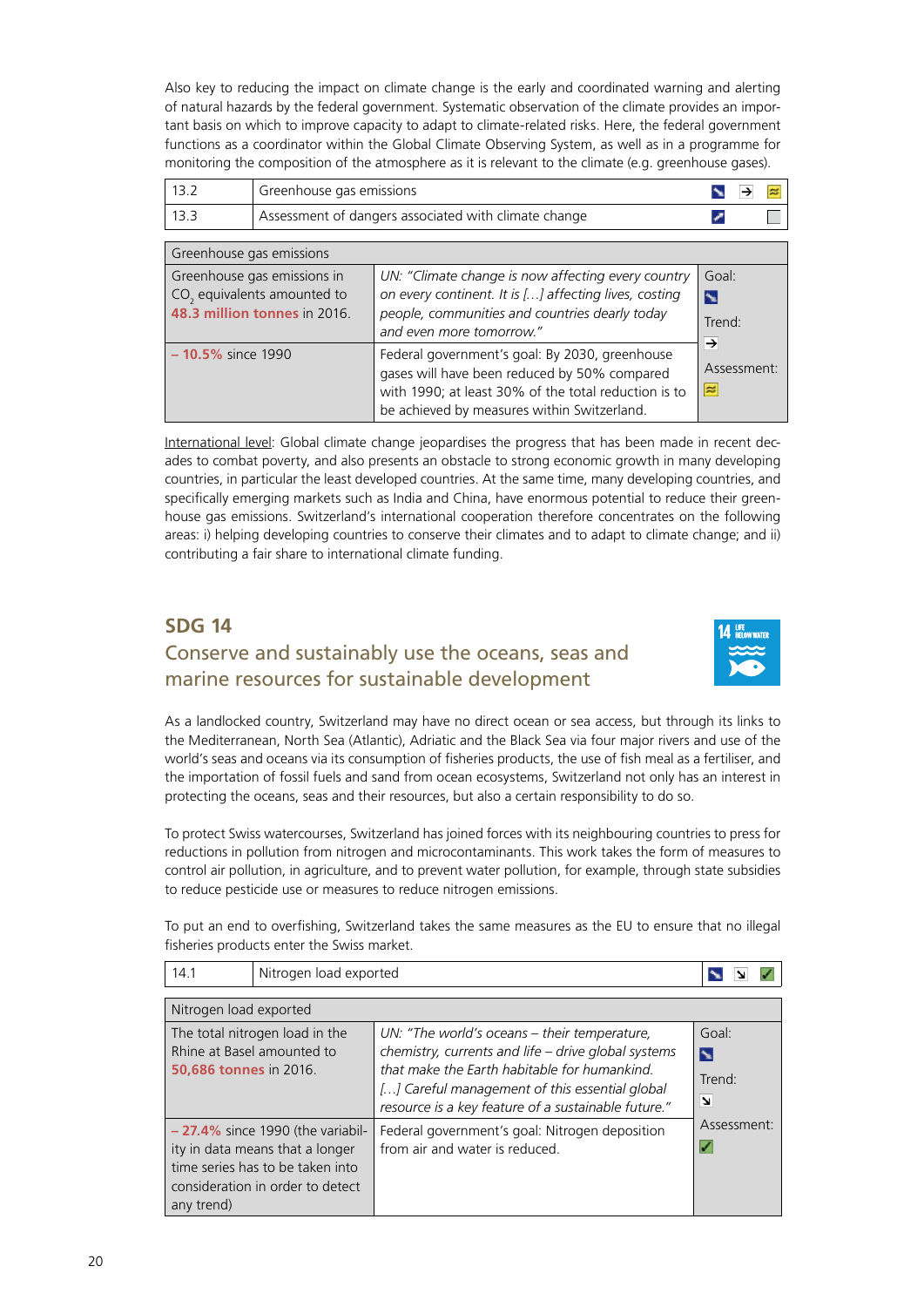Also key to reducing the impact on climate change is the early and coordinated warning and alerting of natural hazards by the federal government. Systematic observation of the climate provides an important basis on which to improve capacity to adapt to climate-related risks. Here, the federal government functions as a coordinator within the Global Climate Observing System, as well as in a programme for monitoring the composition of the atmosphere as it is relevant to the climate (e.g. greenhouse gases).

| | | |
|---|---|---|
| 13.2 | Greenhouse gas emissions | ↘ → ≈ |
| 13.3 | Assessment of dangers associated with climate change | ↗ |

| Greenhouse gas emissions | | |
|---|---|---|
| Greenhouse gas emissions in $CO_2$ equivalents amounted to **48.3 million tonnes** in 2016. | *UN: "Climate change is now affecting every country on every continent. It is […] affecting lives, costing people, communities and countries dearly today and even more tomorrow."* | Goal: ↘<br>Trend: →<br>Assessment: ≈ |
| **– 10.5%** since 1990 | Federal government's goal: By 2030, greenhouse gases will have been reduced by 50% compared with 1990; at least 30% of the total reduction is to be achieved by measures within Switzerland. | |

International level: Global climate change jeopardises the progress that has been made in recent decades to combat poverty, and also presents an obstacle to strong economic growth in many developing countries, in particular the least developed countries. At the same time, many developing countries, and specifically emerging markets such as India and China, have enormous potential to reduce their greenhouse gas emissions. Switzerland's international cooperation therefore concentrates on the following areas: i) helping developing countries to conserve their climates and to adapt to climate change; and ii) contributing a fair share to international climate funding.

## SDG 14

### Conserve and sustainably use the oceans, seas and marine resources for sustainable development

As a landlocked country, Switzerland may have no direct ocean or sea access, but through its links to the Mediterranean, North Sea (Atlantic), Adriatic and the Black Sea via four major rivers and use of the world's seas and oceans via its consumption of fisheries products, the use of fish meal as a fertiliser, and the importation of fossil fuels and sand from ocean ecosystems, Switzerland not only has an interest in protecting the oceans, seas and their resources, but also a certain responsibility to do so.

To protect Swiss watercourses, Switzerland has joined forces with its neighbouring countries to press for reductions in pollution from nitrogen and microcontaminants. This work takes the form of measures to control air pollution, in agriculture, and to prevent water pollution, for example, through state subsidies to reduce pesticide use or measures to reduce nitrogen emissions.

To put an end to overfishing, Switzerland takes the same measures as the EU to ensure that no illegal fisheries products enter the Swiss market.

| | | |
|---|---|---|
| 14.1 | Nitrogen load exported | ↘ ↘ ✓ |

| Nitrogen load exported | | |
|---|---|---|
| The total nitrogen load in the Rhine at Basel amounted to **50,686 tonnes** in 2016. | *UN: "The world's oceans – their temperature, chemistry, currents and life – drive global systems that make the Earth habitable for humankind. […] Careful management of this essential global resource is a key feature of a sustainable future."* | Goal: ↘<br>Trend: ↘<br>Assessment: ✓ |
| **– 27.4%** since 1990 (the variability in data means that a longer time series has to be taken into consideration in order to detect any trend) | Federal government's goal: Nitrogen deposition from air and water is reduced. | |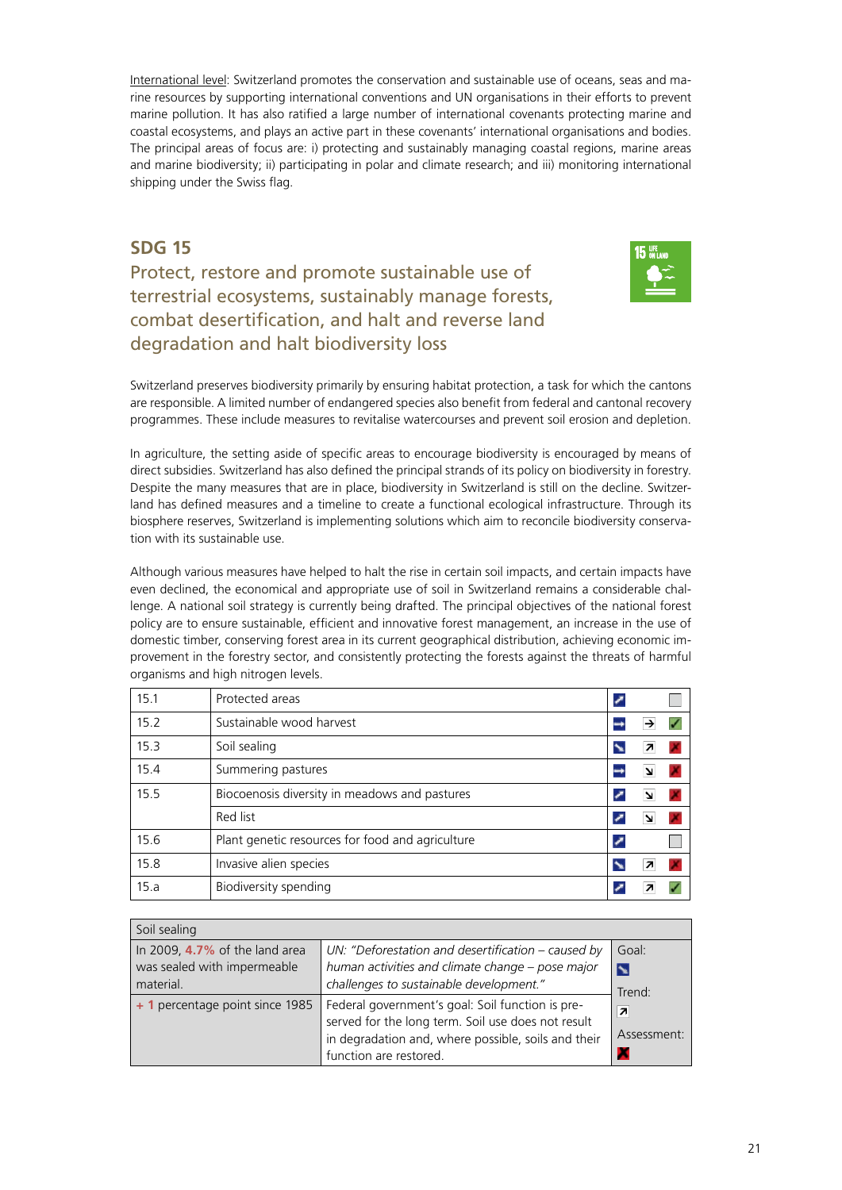International level: Switzerland promotes the conservation and sustainable use of oceans, seas and marine resources by supporting international conventions and UN organisations in their efforts to prevent marine pollution. It has also ratified a large number of international covenants protecting marine and coastal ecosystems, and plays an active part in these covenants' international organisations and bodies. The principal areas of focus are: i) protecting and sustainably managing coastal regions, marine areas and marine biodiversity; ii) participating in polar and climate research; and iii) monitoring international shipping under the Swiss flag.

## SDG 15

### Protect, restore and promote sustainable use of terrestrial ecosystems, sustainably manage forests, combat desertification, and halt and reverse land degradation and halt biodiversity loss

Switzerland preserves biodiversity primarily by ensuring habitat protection, a task for which the cantons are responsible. A limited number of endangered species also benefit from federal and cantonal recovery programmes. These include measures to revitalise watercourses and prevent soil erosion and depletion.

In agriculture, the setting aside of specific areas to encourage biodiversity is encouraged by means of direct subsidies. Switzerland has also defined the principal strands of its policy on biodiversity in forestry. Despite the many measures that are in place, biodiversity in Switzerland is still on the decline. Switzerland has defined measures and a timeline to create a functional ecological infrastructure. Through its biosphere reserves, Switzerland is implementing solutions which aim to reconcile biodiversity conservation with its sustainable use.

Although various measures have helped to halt the rise in certain soil impacts, and certain impacts have even declined, the economical and appropriate use of soil in Switzerland remains a considerable challenge. A national soil strategy is currently being drafted. The principal objectives of the national forest policy are to ensure sustainable, efficient and innovative forest management, an increase in the use of domestic timber, conserving forest area in its current geographical distribution, achieving economic improvement in the forestry sector, and consistently protecting the forests against the threats of harmful organisms and high nitrogen levels.

| | | Goal | Trend | Assessment |
|---|---|---|---|---|
| 15.1 | Protected areas | ↗ | | ☐ |
| 15.2 | Sustainable wood harvest | → | → | ✓ |
| 15.3 | Soil sealing | ↘ | ↗ | ✗ |
| 15.4 | Summering pastures | → | ↘ | ✗ |
| 15.5 | Biocoenosis diversity in meadows and pastures | ↗ | ↘ | ✗ |
| | Red list | ↗ | ↘ | ✗ |
| 15.6 | Plant genetic resources for food and agriculture | ↗ | | ☐ |
| 15.8 | Invasive alien species | ↘ | ↗ | ✗ |
| 15.a | Biodiversity spending | ↗ | ↗ | ✓ |

| Soil sealing | | |
|---|---|---|
| In 2009, **4.7%** of the land area was sealed with impermeable material. | *UN: "Deforestation and desertification – caused by human activities and climate change – pose major challenges to sustainable development."* | Goal: ↘ Trend: ↗ Assessment: ✗ |
| **+ 1** percentage point since 1985 | Federal government's goal: Soil function is preserved for the long term. Soil use does not result in degradation and, where possible, soils and their function are restored. | |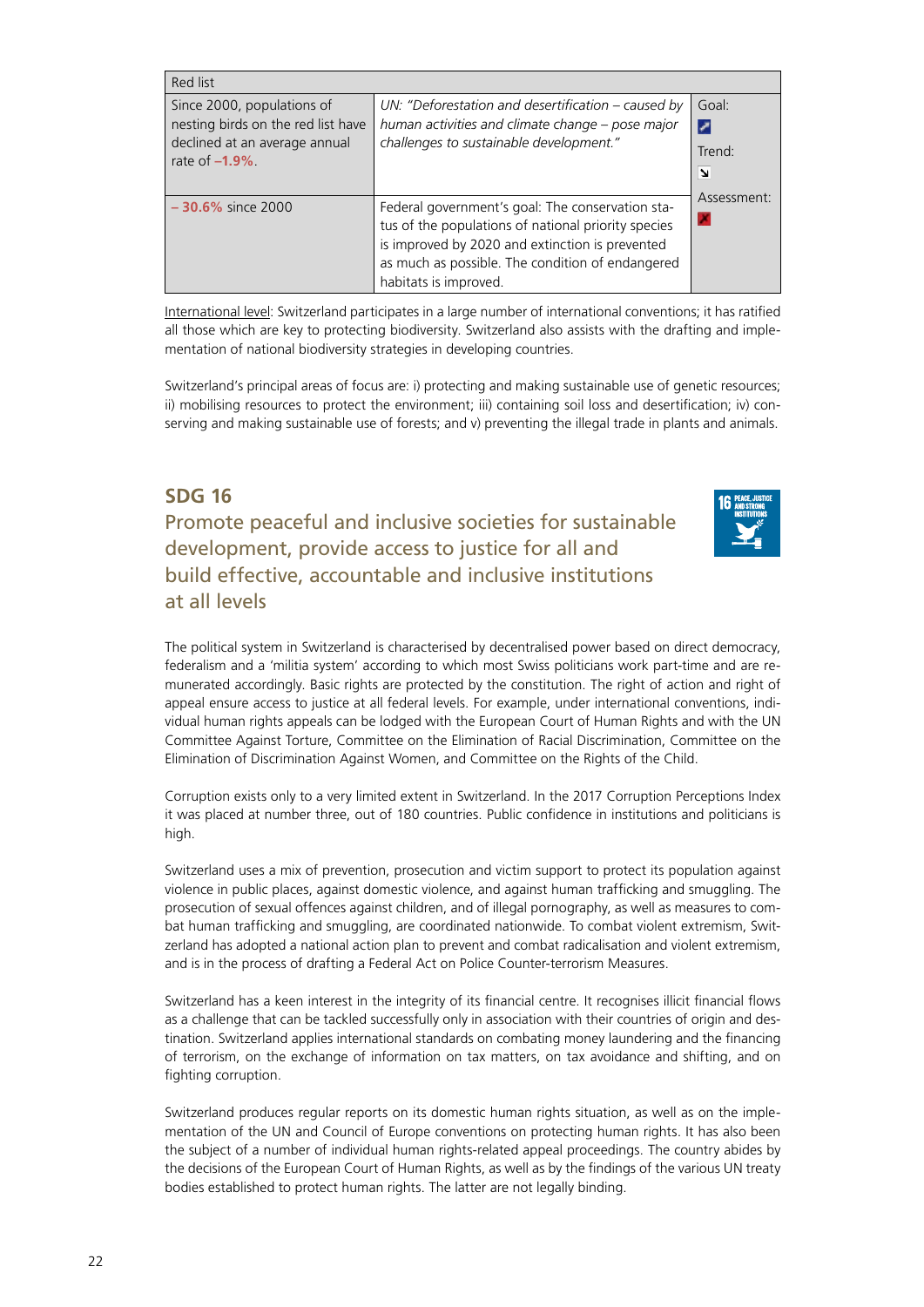| Red list | | |
|---|---|---|
| Since 2000, populations of nesting birds on the red list have declined at an average annual rate of **–1.9%**. | *UN: "Deforestation and desertification – caused by human activities and climate change – pose major challenges to sustainable development."* | Goal: ↗ Trend: ↘ Assessment: ✗ |
| **– 30.6%** since 2000 | Federal government's goal: The conservation status of the populations of national priority species is improved by 2020 and extinction is prevented as much as possible. The condition of endangered habitats is improved. | |

International level: Switzerland participates in a large number of international conventions; it has ratified all those which are key to protecting biodiversity. Switzerland also assists with the drafting and implementation of national biodiversity strategies in developing countries.

Switzerland's principal areas of focus are: i) protecting and making sustainable use of genetic resources; ii) mobilising resources to protect the environment; iii) containing soil loss and desertification; iv) conserving and making sustainable use of forests; and v) preventing the illegal trade in plants and animals.

## SDG 16

## Promote peaceful and inclusive societies for sustainable development, provide access to justice for all and build effective, accountable and inclusive institutions at all levels

The political system in Switzerland is characterised by decentralised power based on direct democracy, federalism and a 'militia system' according to which most Swiss politicians work part-time and are remunerated accordingly. Basic rights are protected by the constitution. The right of action and right of appeal ensure access to justice at all federal levels. For example, under international conventions, individual human rights appeals can be lodged with the European Court of Human Rights and with the UN Committee Against Torture, Committee on the Elimination of Racial Discrimination, Committee on the Elimination of Discrimination Against Women, and Committee on the Rights of the Child.

Corruption exists only to a very limited extent in Switzerland. In the 2017 Corruption Perceptions Index it was placed at number three, out of 180 countries. Public confidence in institutions and politicians is high.

Switzerland uses a mix of prevention, prosecution and victim support to protect its population against violence in public places, against domestic violence, and against human trafficking and smuggling. The prosecution of sexual offences against children, and of illegal pornography, as well as measures to combat human trafficking and smuggling, are coordinated nationwide. To combat violent extremism, Switzerland has adopted a national action plan to prevent and combat radicalisation and violent extremism, and is in the process of drafting a Federal Act on Police Counter-terrorism Measures.

Switzerland has a keen interest in the integrity of its financial centre. It recognises illicit financial flows as a challenge that can be tackled successfully only in association with their countries of origin and destination. Switzerland applies international standards on combating money laundering and the financing of terrorism, on the exchange of information on tax matters, on tax avoidance and shifting, and on fighting corruption.

Switzerland produces regular reports on its domestic human rights situation, as well as on the implementation of the UN and Council of Europe conventions on protecting human rights. It has also been the subject of a number of individual human rights-related appeal proceedings. The country abides by the decisions of the European Court of Human Rights, as well as by the findings of the various UN treaty bodies established to protect human rights. The latter are not legally binding.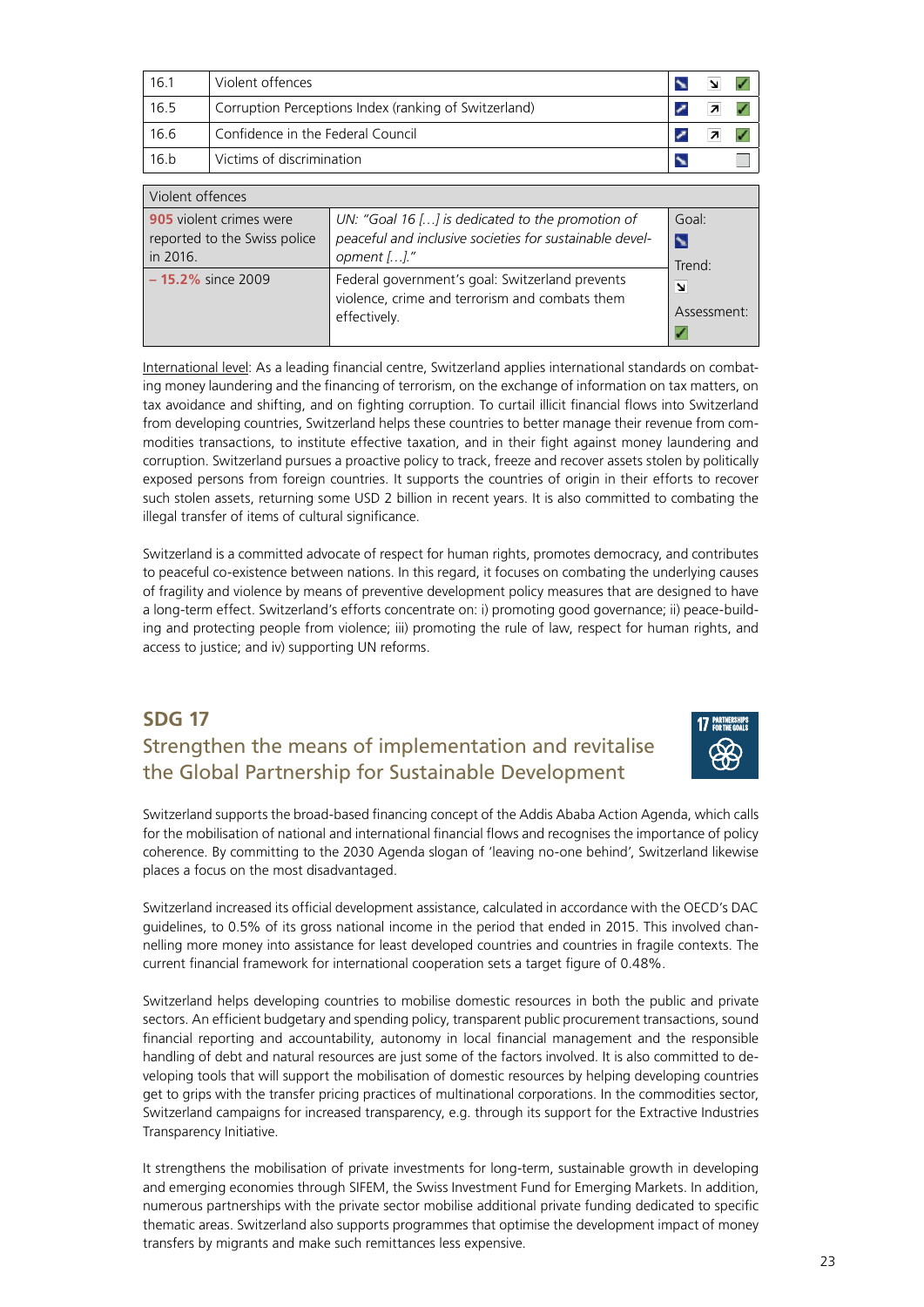| 16.1 | Violent offences | ↘ | ↘ | ✓ |
|---|---|---|---|---|
| 16.5 | Corruption Perceptions Index (ranking of Switzerland) | ↗ | ↗ | ✓ |
| 16.6 | Confidence in the Federal Council | ↗ | ↗ | ✓ |
| 16.b | Victims of discrimination | ↘ | | ☐ |

| Violent offences | | |
|---|---|---|
| **905** violent crimes were reported to the Swiss police in 2016. | *UN: "Goal 16 […] is dedicated to the promotion of peaceful and inclusive societies for sustainable development […]."* | Goal: ↘<br>Trend: ↘<br>Assessment: ✓ |
| **– 15.2%** since 2009 | Federal government's goal: Switzerland prevents violence, crime and terrorism and combats them effectively. | |

International level: As a leading financial centre, Switzerland applies international standards on combating money laundering and the financing of terrorism, on the exchange of information on tax matters, on tax avoidance and shifting, and on fighting corruption. To curtail illicit financial flows into Switzerland from developing countries, Switzerland helps these countries to better manage their revenue from commodities transactions, to institute effective taxation, and in their fight against money laundering and corruption. Switzerland pursues a proactive policy to track, freeze and recover assets stolen by politically exposed persons from foreign countries. It supports the countries of origin in their efforts to recover such stolen assets, returning some USD 2 billion in recent years. It is also committed to combating the illegal transfer of items of cultural significance.

Switzerland is a committed advocate of respect for human rights, promotes democracy, and contributes to peaceful co-existence between nations. In this regard, it focuses on combating the underlying causes of fragility and violence by means of preventive development policy measures that are designed to have a long-term effect. Switzerland's efforts concentrate on: i) promoting good governance; ii) peace-building and protecting people from violence; iii) promoting the rule of law, respect for human rights, and access to justice; and iv) supporting UN reforms.

## SDG 17

### Strengthen the means of implementation and revitalise the Global Partnership for Sustainable Development

Switzerland supports the broad-based financing concept of the Addis Ababa Action Agenda, which calls for the mobilisation of national and international financial flows and recognises the importance of policy coherence. By committing to the 2030 Agenda slogan of 'leaving no-one behind', Switzerland likewise places a focus on the most disadvantaged.

Switzerland increased its official development assistance, calculated in accordance with the OECD's DAC guidelines, to 0.5% of its gross national income in the period that ended in 2015. This involved channelling more money into assistance for least developed countries and countries in fragile contexts. The current financial framework for international cooperation sets a target figure of 0.48%.

Switzerland helps developing countries to mobilise domestic resources in both the public and private sectors. An efficient budgetary and spending policy, transparent public procurement transactions, sound financial reporting and accountability, autonomy in local financial management and the responsible handling of debt and natural resources are just some of the factors involved. It is also committed to developing tools that will support the mobilisation of domestic resources by helping developing countries get to grips with the transfer pricing practices of multinational corporations. In the commodities sector, Switzerland campaigns for increased transparency, e.g. through its support for the Extractive Industries Transparency Initiative.

It strengthens the mobilisation of private investments for long-term, sustainable growth in developing and emerging economies through SIFEM, the Swiss Investment Fund for Emerging Markets. In addition, numerous partnerships with the private sector mobilise additional private funding dedicated to specific thematic areas. Switzerland also supports programmes that optimise the development impact of money transfers by migrants and make such remittances less expensive.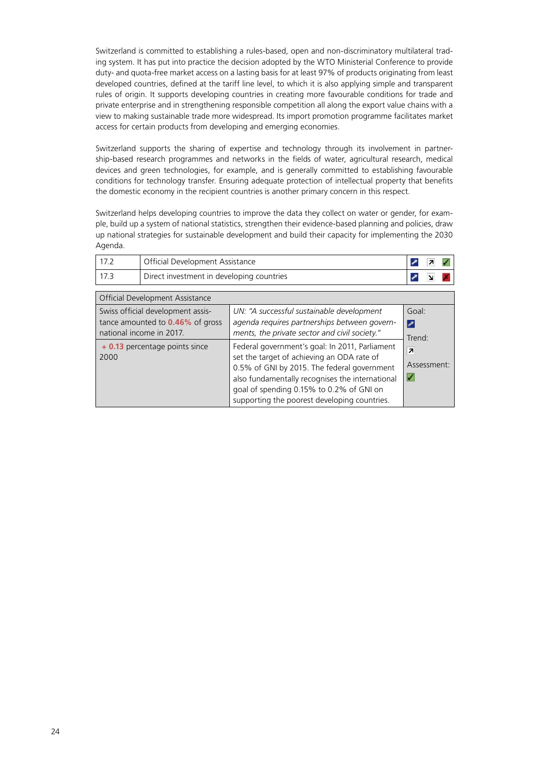Switzerland is committed to establishing a rules-based, open and non-discriminatory multilateral trading system. It has put into practice the decision adopted by the WTO Ministerial Conference to provide duty- and quota-free market access on a lasting basis for at least 97% of products originating from least developed countries, defined at the tariff line level, to which it is also applying simple and transparent rules of origin. It supports developing countries in creating more favourable conditions for trade and private enterprise and in strengthening responsible competition all along the export value chains with a view to making sustainable trade more widespread. Its import promotion programme facilitates market access for certain products from developing and emerging economies.

Switzerland supports the sharing of expertise and technology through its involvement in partnership-based research programmes and networks in the fields of water, agricultural research, medical devices and green technologies, for example, and is generally committed to establishing favourable conditions for technology transfer. Ensuring adequate protection of intellectual property that benefits the domestic economy in the recipient countries is another primary concern in this respect.

Switzerland helps developing countries to improve the data they collect on water or gender, for example, build up a system of national statistics, strengthen their evidence-based planning and policies, draw up national strategies for sustainable development and build their capacity for implementing the 2030 Agenda.

| | | Goal | Trend | Assessment |
|---|---|---|---|---|
| 17.2 | Official Development Assistance | ↗ | ↗ | ✓ |
| 17.3 | Direct investment in developing countries | ↗ | ↘ | ✗ |

| Official Development Assistance | | |
|---|---|---|
| Swiss official development assistance amounted to **0.46%** of gross national income in 2017. | *UN: "A successful sustainable development agenda requires partnerships between governments, the private sector and civil society."* | Goal: ↗ |
| **+ 0.13** percentage points since 2000 | Federal government's goal: In 2011, Parliament set the target of achieving an ODA rate of 0.5% of GNI by 2015. The federal government also fundamentally recognises the international goal of spending 0.15% to 0.2% of GNI on supporting the poorest developing countries. | Trend: ↗ Assessment: ✓ |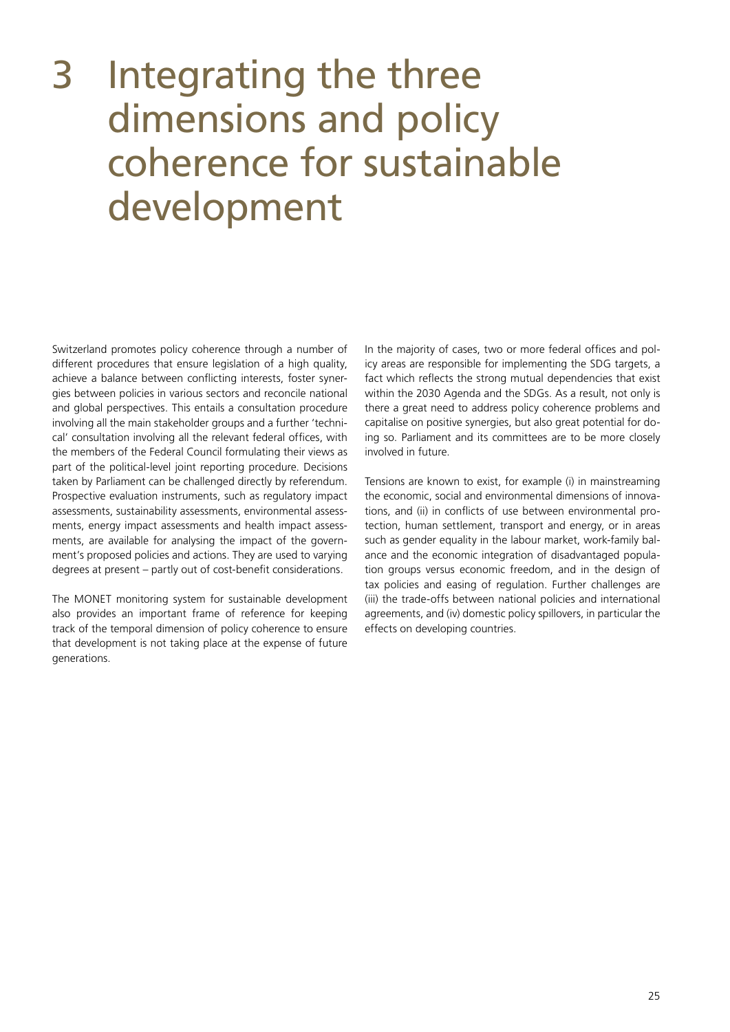# 3 Integrating the three dimensions and policy coherence for sustainable development

Switzerland promotes policy coherence through a number of different procedures that ensure legislation of a high quality, achieve a balance between conflicting interests, foster synergies between policies in various sectors and reconcile national and global perspectives. This entails a consultation procedure involving all the main stakeholder groups and a further 'technical' consultation involving all the relevant federal offices, with the members of the Federal Council formulating their views as part of the political-level joint reporting procedure. Decisions taken by Parliament can be challenged directly by referendum. Prospective evaluation instruments, such as regulatory impact assessments, sustainability assessments, environmental assessments, energy impact assessments and health impact assessments, are available for analysing the impact of the government's proposed policies and actions. They are used to varying degrees at present – partly out of cost-benefit considerations.

The MONET monitoring system for sustainable development also provides an important frame of reference for keeping track of the temporal dimension of policy coherence to ensure that development is not taking place at the expense of future generations.

In the majority of cases, two or more federal offices and policy areas are responsible for implementing the SDG targets, a fact which reflects the strong mutual dependencies that exist within the 2030 Agenda and the SDGs. As a result, not only is there a great need to address policy coherence problems and capitalise on positive synergies, but also great potential for doing so. Parliament and its committees are to be more closely involved in future.

Tensions are known to exist, for example (i) in mainstreaming the economic, social and environmental dimensions of innovations, and (ii) in conflicts of use between environmental protection, human settlement, transport and energy, or in areas such as gender equality in the labour market, work-family balance and the economic integration of disadvantaged population groups versus economic freedom, and in the design of tax policies and easing of regulation. Further challenges are (iii) the trade-offs between national policies and international agreements, and (iv) domestic policy spillovers, in particular the effects on developing countries.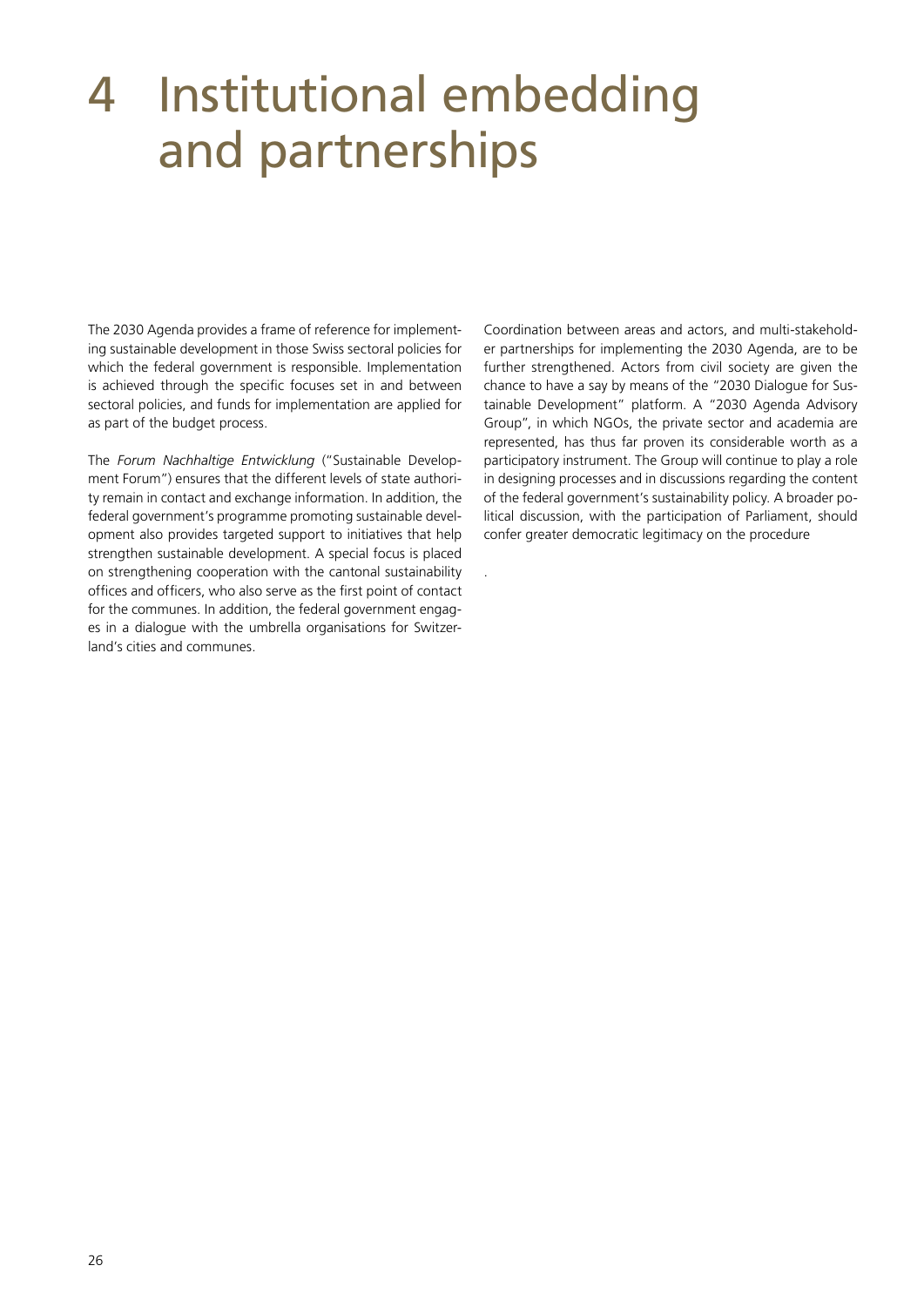# 4 Institutional embedding and partnerships

The 2030 Agenda provides a frame of reference for implementing sustainable development in those Swiss sectoral policies for which the federal government is responsible. Implementation is achieved through the specific focuses set in and between sectoral policies, and funds for implementation are applied for as part of the budget process.

The *Forum Nachhaltige Entwicklung* ("Sustainable Development Forum") ensures that the different levels of state authority remain in contact and exchange information. In addition, the federal government's programme promoting sustainable development also provides targeted support to initiatives that help strengthen sustainable development. A special focus is placed on strengthening cooperation with the cantonal sustainability offices and officers, who also serve as the first point of contact for the communes. In addition, the federal government engages in a dialogue with the umbrella organisations for Switzerland's cities and communes.

Coordination between areas and actors, and multi-stakeholder partnerships for implementing the 2030 Agenda, are to be further strengthened. Actors from civil society are given the chance to have a say by means of the "2030 Dialogue for Sustainable Development" platform. A "2030 Agenda Advisory Group", in which NGOs, the private sector and academia are represented, has thus far proven its considerable worth as a participatory instrument. The Group will continue to play a role in designing processes and in discussions regarding the content of the federal government's sustainability policy. A broader political discussion, with the participation of Parliament, should confer greater democratic legitimacy on the procedure

.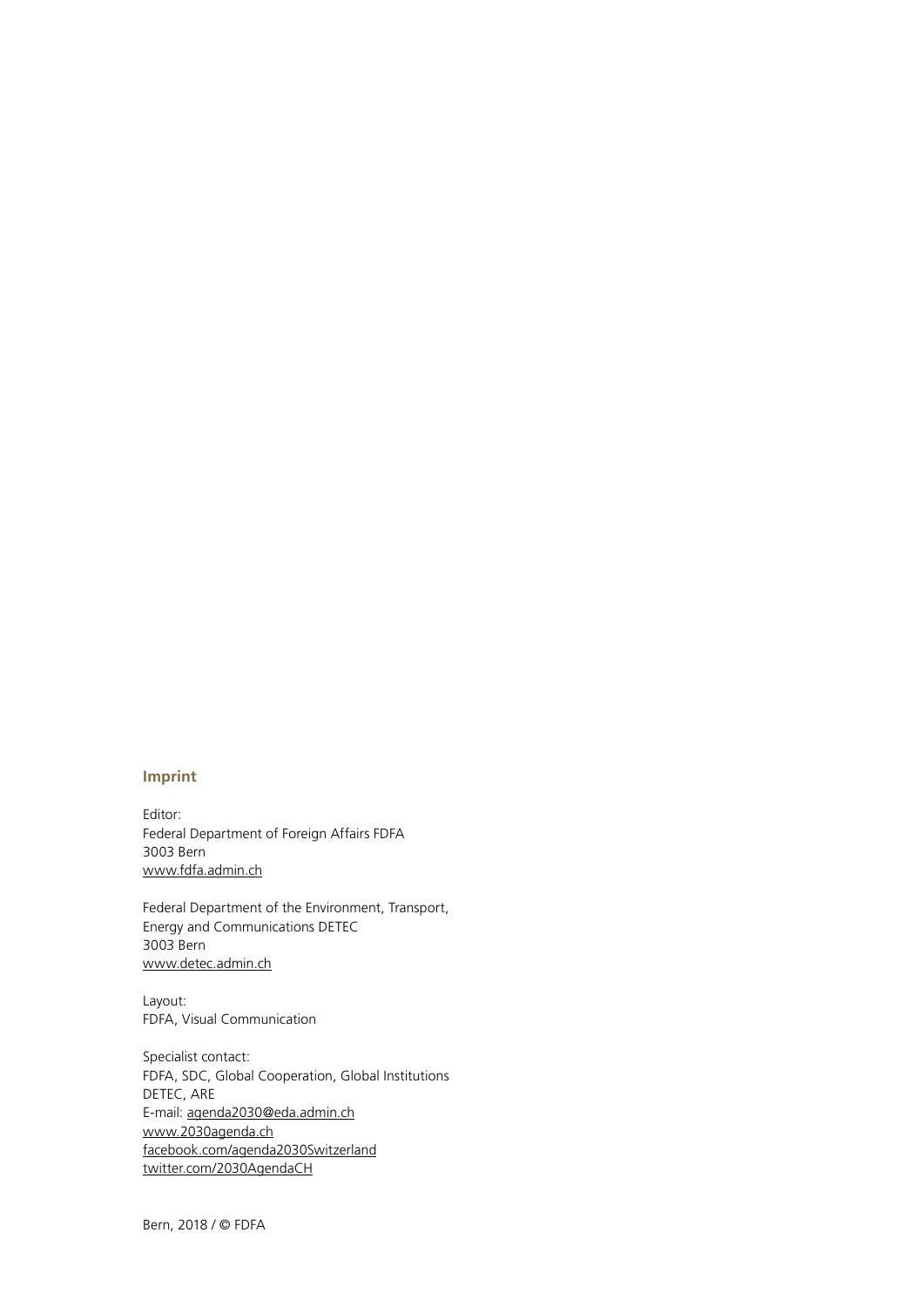## Imprint

Editor:
Federal Department of Foreign Affairs FDFA
3003 Bern
www.fdfa.admin.ch

Federal Department of the Environment, Transport,
Energy and Communications DETEC
3003 Bern
www.detec.admin.ch

Layout:
FDFA, Visual Communication

Specialist contact:
FDFA, SDC, Global Cooperation, Global Institutions
DETEC, ARE
E-mail: agenda2030@eda.admin.ch
www.2030agenda.ch
facebook.com/agenda2030Switzerland
twitter.com/2030AgendaCH

Bern, 2018 / © FDFA